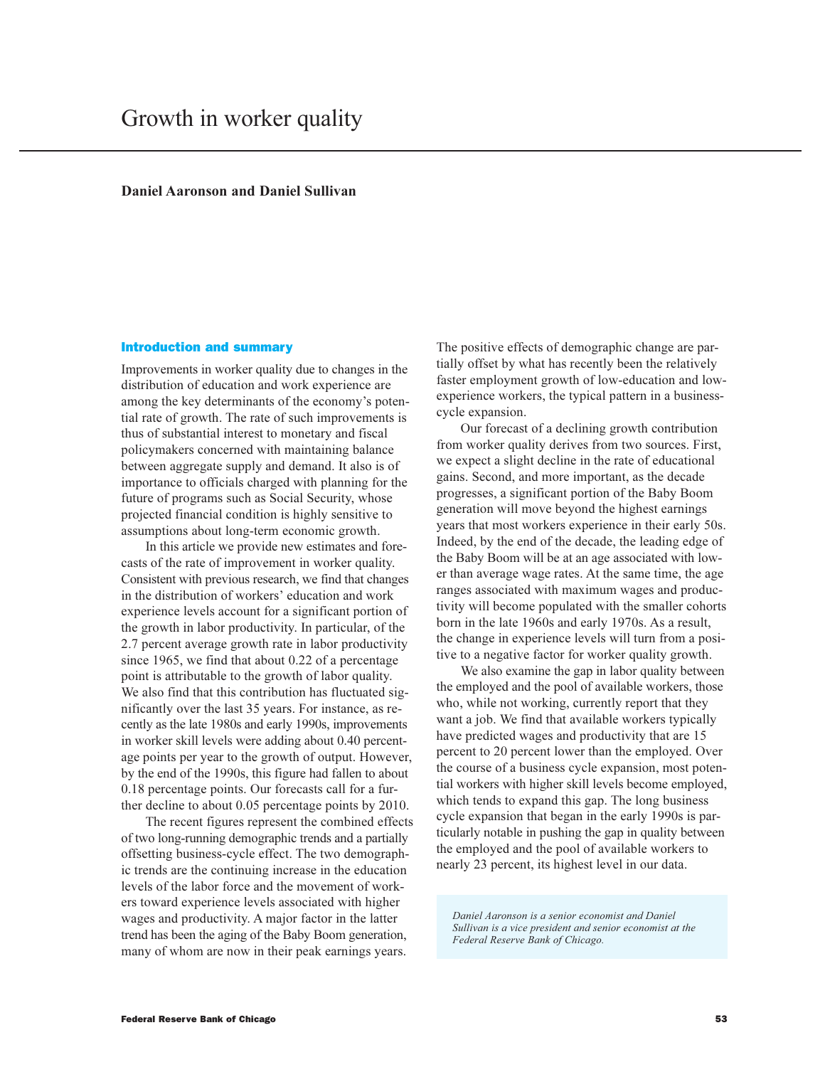# Growth in worker quality

**Daniel Aaronson and Daniel Sullivan**

## Introduction and summary

Improvements in worker quality due to changes in the distribution of education and work experience are among the key determinants of the economy's potential rate of growth. The rate of such improvements is thus of substantial interest to monetary and fiscal policymakers concerned with maintaining balance between aggregate supply and demand. It also is of importance to officials charged with planning for the future of programs such as Social Security, whose projected financial condition is highly sensitive to assumptions about long-term economic growth.

In this article we provide new estimates and forecasts of the rate of improvement in worker quality. Consistent with previous research, we find that changes in the distribution of workers' education and work experience levels account for a significant portion of the growth in labor productivity. In particular, of the 2.7 percent average growth rate in labor productivity since 1965, we find that about 0.22 of a percentage point is attributable to the growth of labor quality. We also find that this contribution has fluctuated significantly over the last 35 years. For instance, as recently as the late 1980s and early 1990s, improvements in worker skill levels were adding about 0.40 percentage points per year to the growth of output. However, by the end of the 1990s, this figure had fallen to about 0.18 percentage points. Our forecasts call for a further decline to about 0.05 percentage points by 2010.

The recent figures represent the combined effects of two long-running demographic trends and a partially offsetting business-cycle effect. The two demographic trends are the continuing increase in the education levels of the labor force and the movement of workers toward experience levels associated with higher wages and productivity. A major factor in the latter trend has been the aging of the Baby Boom generation, many of whom are now in their peak earnings years. The positive effects of demographic change are partially offset by what has recently been the relatively faster employment growth of low-education and low-experience workers, the typical pattern in a business-cycle expansion.

Our forecast of a declining growth contribution from worker quality derives from two sources. First, we expect a slight decline in the rate of educational gains. Second, and more important, as the decade progresses, a significant portion of the Baby Boom generation will move beyond the highest earnings years that most workers experience in their early 50s. Indeed, by the end of the decade, the leading edge of the Baby Boom will be at an age associated with lower than average wage rates. At the same time, the age ranges associated with maximum wages and productivity will become populated with the smaller cohorts born in the late 1960s and early 1970s. As a result, the change in experience levels will turn from a positive to a negative factor for worker quality growth.

We also examine the gap in labor quality between the employed and the pool of available workers, those who, while not working, currently report that they want a job. We find that available workers typically have predicted wages and productivity that are 15 percent to 20 percent lower than the employed. Over the course of a business cycle expansion, most potential workers with higher skill levels become employed, which tends to expand this gap. The long business cycle expansion that began in the early 1990s is particularly notable in pushing the gap in quality between the employed and the pool of available workers to nearly 23 percent, its highest level in our data.

*Daniel Aaronson is a senior economist and Daniel Sullivan is a vice president and senior economist at the Federal Reserve Bank of Chicago.*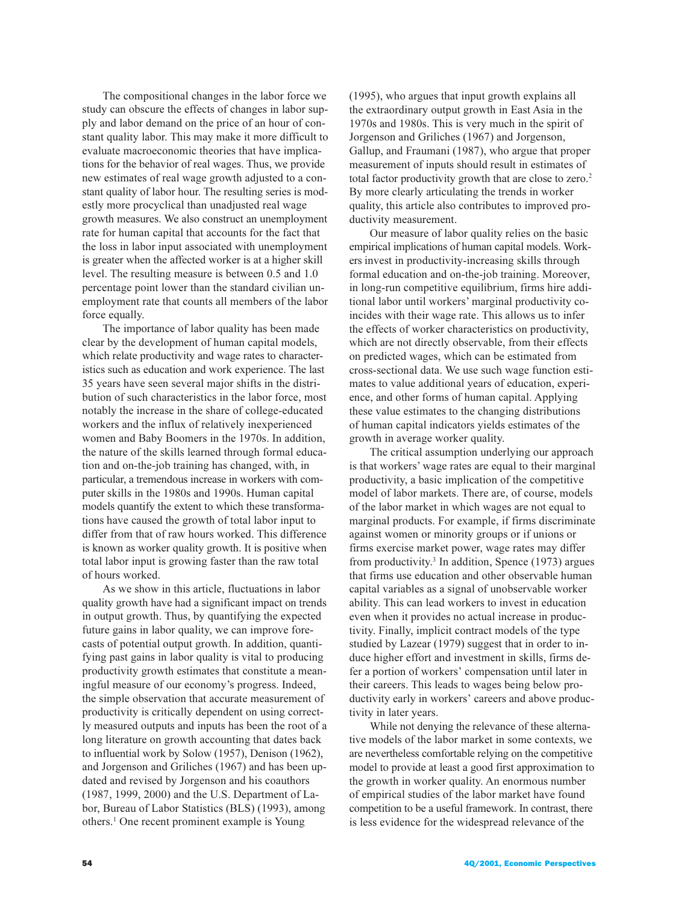The compositional changes in the labor force we study can obscure the effects of changes in labor supply and labor demand on the price of an hour of constant quality labor. This may make it more difficult to evaluate macroeconomic theories that have implications for the behavior of real wages. Thus, we provide new estimates of real wage growth adjusted to a constant quality of labor hour. The resulting series is modestly more procyclical than unadjusted real wage growth measures. We also construct an unemployment rate for human capital that accounts for the fact that the loss in labor input associated with unemployment is greater when the affected worker is at a higher skill level. The resulting measure is between 0.5 and 1.0 percentage point lower than the standard civilian unemployment rate that counts all members of the labor force equally.

The importance of labor quality has been made clear by the development of human capital models, which relate productivity and wage rates to characteristics such as education and work experience. The last 35 years have seen several major shifts in the distribution of such characteristics in the labor force, most notably the increase in the share of college-educated workers and the influx of relatively inexperienced women and Baby Boomers in the 1970s. In addition, the nature of the skills learned through formal education and on-the-job training has changed, with, in particular, a tremendous increase in workers with computer skills in the 1980s and 1990s. Human capital models quantify the extent to which these transformations have caused the growth of total labor input to differ from that of raw hours worked. This difference is known as worker quality growth. It is positive when total labor input is growing faster than the raw total of hours worked.

As we show in this article, fluctuations in labor quality growth have had a significant impact on trends in output growth. Thus, by quantifying the expected future gains in labor quality, we can improve forecasts of potential output growth. In addition, quantifying past gains in labor quality is vital to producing productivity growth estimates that constitute a meaningful measure of our economy's progress. Indeed, the simple observation that accurate measurement of productivity is critically dependent on using correctly measured outputs and inputs has been the root of a long literature on growth accounting that dates back to influential work by Solow (1957), Denison (1962), and Jorgenson and Griliches (1967) and has been updated and revised by Jorgenson and his coauthors (1987, 1999, 2000) and the U.S. Department of Labor, Bureau of Labor Statistics (BLS) (1993), among others.[1] One recent prominent example is Young (1995), who argues that input growth explains all the extraordinary output growth in East Asia in the 1970s and 1980s. This is very much in the spirit of Jorgenson and Griliches (1967) and Jorgenson, Gallup, and Fraumani (1987), who argue that proper measurement of inputs should result in estimates of total factor productivity growth that are close to zero.[2] By more clearly articulating the trends in worker quality, this article also contributes to improved productivity measurement.

Our measure of labor quality relies on the basic empirical implications of human capital models. Workers invest in productivity-increasing skills through formal education and on-the-job training. Moreover, in long-run competitive equilibrium, firms hire additional labor until workers' marginal productivity coincides with their wage rate. This allows us to infer the effects of worker characteristics on productivity, which are not directly observable, from their effects on predicted wages, which can be estimated from cross-sectional data. We use such wage function estimates to value additional years of education, experience, and other forms of human capital. Applying these value estimates to the changing distributions of human capital indicators yields estimates of the growth in average worker quality.

The critical assumption underlying our approach is that workers' wage rates are equal to their marginal productivity, a basic implication of the competitive model of labor markets. There are, of course, models of the labor market in which wages are not equal to marginal products. For example, if firms discriminate against women or minority groups or if unions or firms exercise market power, wage rates may differ from productivity.[3] In addition, Spence (1973) argues that firms use education and other observable human capital variables as a signal of unobservable worker ability. This can lead workers to invest in education even when it provides no actual increase in productivity. Finally, implicit contract models of the type studied by Lazear (1979) suggest that in order to induce higher effort and investment in skills, firms defer a portion of workers' compensation until later in their careers. This leads to wages being below productivity early in workers' careers and above productivity in later years.

While not denying the relevance of these alternative models of the labor market in some contexts, we are nevertheless comfortable relying on the competitive model to provide at least a good first approximation to the growth in worker quality. An enormous number of empirical studies of the labor market have found competition to be a useful framework. In contrast, there is less evidence for the widespread relevance of the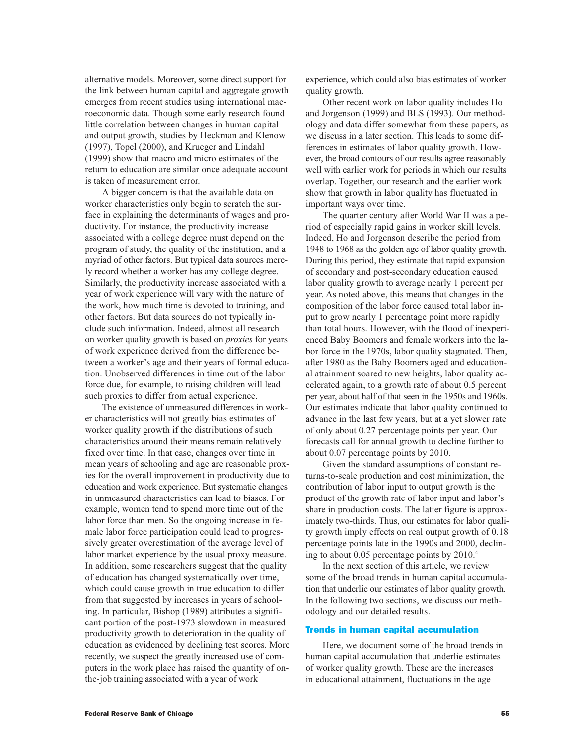alternative models. Moreover, some direct support for the link between human capital and aggregate growth emerges from recent studies using international macroeconomic data. Though some early research found little correlation between changes in human capital and output growth, studies by Heckman and Klenow (1997), Topel (2000), and Krueger and Lindahl (1999) show that macro and micro estimates of the return to education are similar once adequate account is taken of measurement error.

A bigger concern is that the available data on worker characteristics only begin to scratch the surface in explaining the determinants of wages and productivity. For instance, the productivity increase associated with a college degree must depend on the program of study, the quality of the institution, and a myriad of other factors. But typical data sources merely record whether a worker has any college degree. Similarly, the productivity increase associated with a year of work experience will vary with the nature of the work, how much time is devoted to training, and other factors. But data sources do not typically include such information. Indeed, almost all research on worker quality growth is based on *proxies* for years of work experience derived from the difference between a worker's age and their years of formal education. Unobserved differences in time out of the labor force due, for example, to raising children will lead such proxies to differ from actual experience.

The existence of unmeasured differences in worker characteristics will not greatly bias estimates of worker quality growth if the distributions of such characteristics around their means remain relatively fixed over time. In that case, changes over time in mean years of schooling and age are reasonable proxies for the overall improvement in productivity due to education and work experience. But systematic changes in unmeasured characteristics can lead to biases. For example, women tend to spend more time out of the labor force than men. So the ongoing increase in female labor force participation could lead to progressively greater overestimation of the average level of labor market experience by the usual proxy measure. In addition, some researchers suggest that the quality of education has changed systematically over time, which could cause growth in true education to differ from that suggested by increases in years of schooling. In particular, Bishop (1989) attributes a significant portion of the post-1973 slowdown in measured productivity growth to deterioration in the quality of education as evidenced by declining test scores. More recently, we suspect the greatly increased use of computers in the work place has raised the quantity of on-the-job training associated with a year of work experience, which could also bias estimates of worker quality growth.

Other recent work on labor quality includes Ho and Jorgenson (1999) and BLS (1993). Our methodology and data differ somewhat from these papers, as we discuss in a later section. This leads to some differences in estimates of labor quality growth. However, the broad contours of our results agree reasonably well with earlier work for periods in which our results overlap. Together, our research and the earlier work show that growth in labor quality has fluctuated in important ways over time.

The quarter century after World War II was a period of especially rapid gains in worker skill levels. Indeed, Ho and Jorgenson describe the period from 1948 to 1968 as the golden age of labor quality growth. During this period, they estimate that rapid expansion of secondary and post-secondary education caused labor quality growth to average nearly 1 percent per year. As noted above, this means that changes in the composition of the labor force caused total labor input to grow nearly 1 percentage point more rapidly than total hours. However, with the flood of inexperienced Baby Boomers and female workers into the labor force in the 1970s, labor quality stagnated. Then, after 1980 as the Baby Boomers aged and educational attainment soared to new heights, labor quality accelerated again, to a growth rate of about 0.5 percent per year, about half of that seen in the 1950s and 1960s. Our estimates indicate that labor quality continued to advance in the last few years, but at a yet slower rate of only about 0.27 percentage points per year. Our forecasts call for annual growth to decline further to about 0.07 percentage points by 2010.

Given the standard assumptions of constant returns-to-scale production and cost minimization, the contribution of labor input to output growth is the product of the growth rate of labor input and labor's share in production costs. The latter figure is approximately two-thirds. Thus, our estimates for labor quality growth imply effects on real output growth of 0.18 percentage points late in the 1990s and 2000, declining to about 0.05 percentage points by 2010.[4]

In the next section of this article, we review some of the broad trends in human capital accumulation that underlie our estimates of labor quality growth. In the following two sections, we discuss our methodology and our detailed results.

## Trends in human capital accumulation

Here, we document some of the broad trends in human capital accumulation that underlie estimates of worker quality growth. These are the increases in educational attainment, fluctuations in the age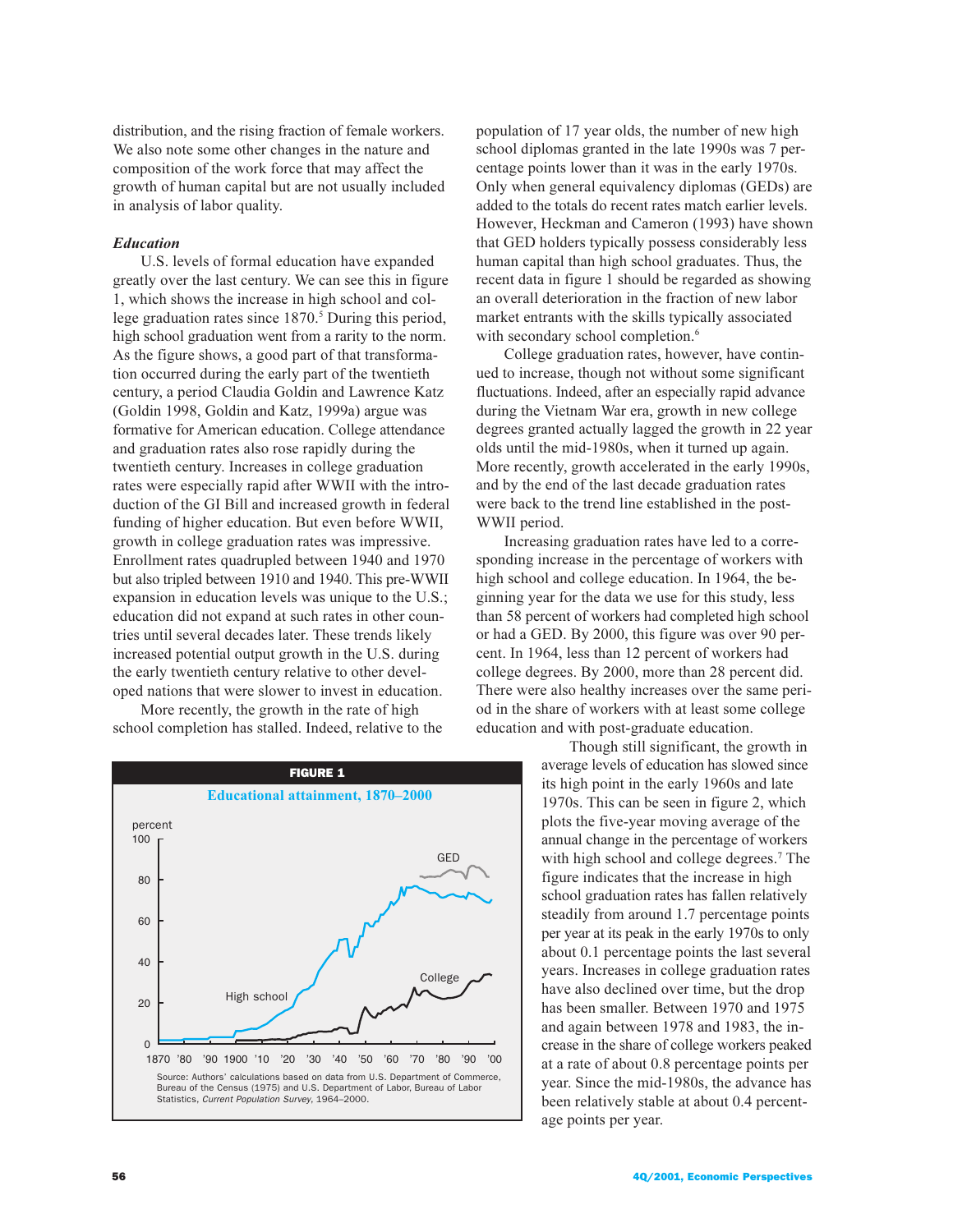distribution, and the rising fraction of female workers. We also note some other changes in the nature and composition of the work force that may affect the growth of human capital but are not usually included in analysis of labor quality.

### *Education*

U.S. levels of formal education have expanded greatly over the last century. We can see this in figure 1, which shows the increase in high school and college graduation rates since 1870.[5] During this period, high school graduation went from a rarity to the norm. As the figure shows, a good part of that transformation occurred during the early part of the twentieth century, a period Claudia Goldin and Lawrence Katz (Goldin 1998, Goldin and Katz, 1999a) argue was formative for American education. College attendance and graduation rates also rose rapidly during the twentieth century. Increases in college graduation rates were especially rapid after WWII with the introduction of the GI Bill and increased growth in federal funding of higher education. But even before WWII, growth in college graduation rates was impressive. Enrollment rates quadrupled between 1940 and 1970 but also tripled between 1910 and 1940. This pre-WWII expansion in education levels was unique to the U.S.; education did not expand at such rates in other countries until several decades later. These trends likely increased potential output growth in the U.S. during the early twentieth century relative to other developed nations that were slower to invest in education.

More recently, the growth in the rate of high school completion has stalled. Indeed, relative to the population of 17 year olds, the number of new high school diplomas granted in the late 1990s was 7 percentage points lower than it was in the early 1970s. Only when general equivalency diplomas (GEDs) are added to the totals do recent rates match earlier levels. However, Heckman and Cameron (1993) have shown that GED holders typically possess considerably less human capital than high school graduates. Thus, the recent data in figure 1 should be regarded as showing an overall deterioration in the fraction of new labor market entrants with the skills typically associated with secondary school completion.[6]

College graduation rates, however, have continued to increase, though not without some significant fluctuations. Indeed, after an especially rapid advance during the Vietnam War era, growth in new college degrees granted actually lagged the growth in 22 year olds until the mid-1980s, when it turned up again. More recently, growth accelerated in the early 1990s, and by the end of the last decade graduation rates were back to the trend line established in the post-WWII period.

Increasing graduation rates have led to a corresponding increase in the percentage of workers with high school and college education. In 1964, the beginning year for the data we use for this study, less than 58 percent of workers had completed high school or had a GED. By 2000, this figure was over 90 percent. In 1964, less than 12 percent of workers had college degrees. By 2000, more than 28 percent did. There were also healthy increases over the same period in the share of workers with at least some college education and with post-graduate education.

**FIGURE 1**

**Educational attainment, 1870–2000**

Source: Authors' calculations based on data from U.S. Department of Commerce, Bureau of the Census (1975) and U.S. Department of Labor, Bureau of Labor Statistics, *Current Population Survey*, 1964–2000.

Though still significant, the growth in average levels of education has slowed since its high point in the early 1960s and late 1970s. This can be seen in figure 2, which plots the five-year moving average of the annual change in the percentage of workers with high school and college degrees.[7] The figure indicates that the increase in high school graduation rates has fallen relatively steadily from around 1.7 percentage points per year at its peak in the early 1970s to only about 0.1 percentage points the last several years. Increases in college graduation rates have also declined over time, but the drop has been smaller. Between 1970 and 1975 and again between 1978 and 1983, the increase in the share of college workers peaked at a rate of about 0.8 percentage points per year. Since the mid-1980s, the advance has been relatively stable at about 0.4 percentage points per year.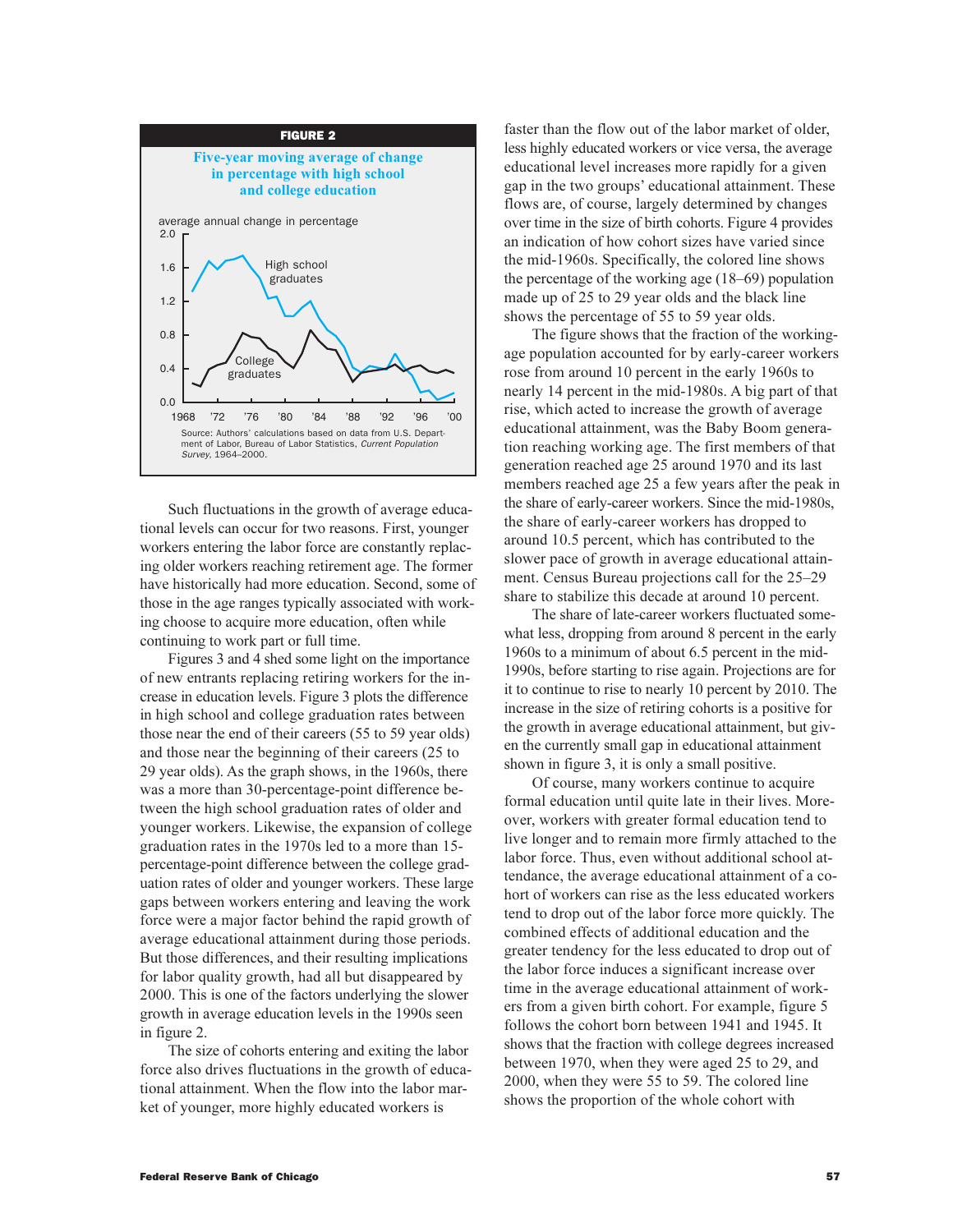**FIGURE 2**

**Five-year moving average of change in percentage with high school and college education**

Source: Authors' calculations based on data from U.S. Department of Labor, Bureau of Labor Statistics, *Current Population Survey*, 1964–2000.

Such fluctuations in the growth of average educational levels can occur for two reasons. First, younger workers entering the labor force are constantly replacing older workers reaching retirement age. The former have historically had more education. Second, some of those in the age ranges typically associated with working choose to acquire more education, often while continuing to work part or full time.

Figures 3 and 4 shed some light on the importance of new entrants replacing retiring workers for the increase in education levels. Figure 3 plots the difference in high school and college graduation rates between those near the end of their careers (55 to 59 year olds) and those near the beginning of their careers (25 to 29 year olds). As the graph shows, in the 1960s, there was a more than 30-percentage-point difference between the high school graduation rates of older and younger workers. Likewise, the expansion of college graduation rates in the 1970s led to a more than 15-percentage-point difference between the college graduation rates of older and younger workers. These large gaps between workers entering and leaving the work force were a major factor behind the rapid growth of average educational attainment during those periods. But those differences, and their resulting implications for labor quality growth, had all but disappeared by 2000. This is one of the factors underlying the slower growth in average education levels in the 1990s seen in figure 2.

The size of cohorts entering and exiting the labor force also drives fluctuations in the growth of educational attainment. When the flow into the labor market of younger, more highly educated workers is faster than the flow out of the labor market of older, less highly educated workers or vice versa, the average educational level increases more rapidly for a given gap in the two groups' educational attainment. These flows are, of course, largely determined by changes over time in the size of birth cohorts. Figure 4 provides an indication of how cohort sizes have varied since the mid-1960s. Specifically, the colored line shows the percentage of the working age (18–69) population made up of 25 to 29 year olds and the black line shows the percentage of 55 to 59 year olds.

The figure shows that the fraction of the working-age population accounted for by early-career workers rose from around 10 percent in the early 1960s to nearly 14 percent in the mid-1980s. A big part of that rise, which acted to increase the growth of average educational attainment, was the Baby Boom generation reaching working age. The first members of that generation reached age 25 around 1970 and its last members reached age 25 a few years after the peak in the share of early-career workers. Since the mid-1980s, the share of early-career workers has dropped to around 10.5 percent, which has contributed to the slower pace of growth in average educational attainment. Census Bureau projections call for the 25–29 share to stabilize this decade at around 10 percent.

The share of late-career workers fluctuated somewhat less, dropping from around 8 percent in the early 1960s to a minimum of about 6.5 percent in the mid-1990s, before starting to rise again. Projections are for it to continue to rise to nearly 10 percent by 2010. The increase in the size of retiring cohorts is a positive for the growth in average educational attainment, but given the currently small gap in educational attainment shown in figure 3, it is only a small positive.

Of course, many workers continue to acquire formal education until quite late in their lives. Moreover, workers with greater formal education tend to live longer and to remain more firmly attached to the labor force. Thus, even without additional school attendance, the average educational attainment of a cohort of workers can rise as the less educated workers tend to drop out of the labor force more quickly. The combined effects of additional education and the greater tendency for the less educated to drop out of the labor force induces a significant increase over time in the average educational attainment of workers from a given birth cohort. For example, figure 5 follows the cohort born between 1941 and 1945. It shows that the fraction with college degrees increased between 1970, when they were aged 25 to 29, and 2000, when they were 55 to 59. The colored line shows the proportion of the whole cohort with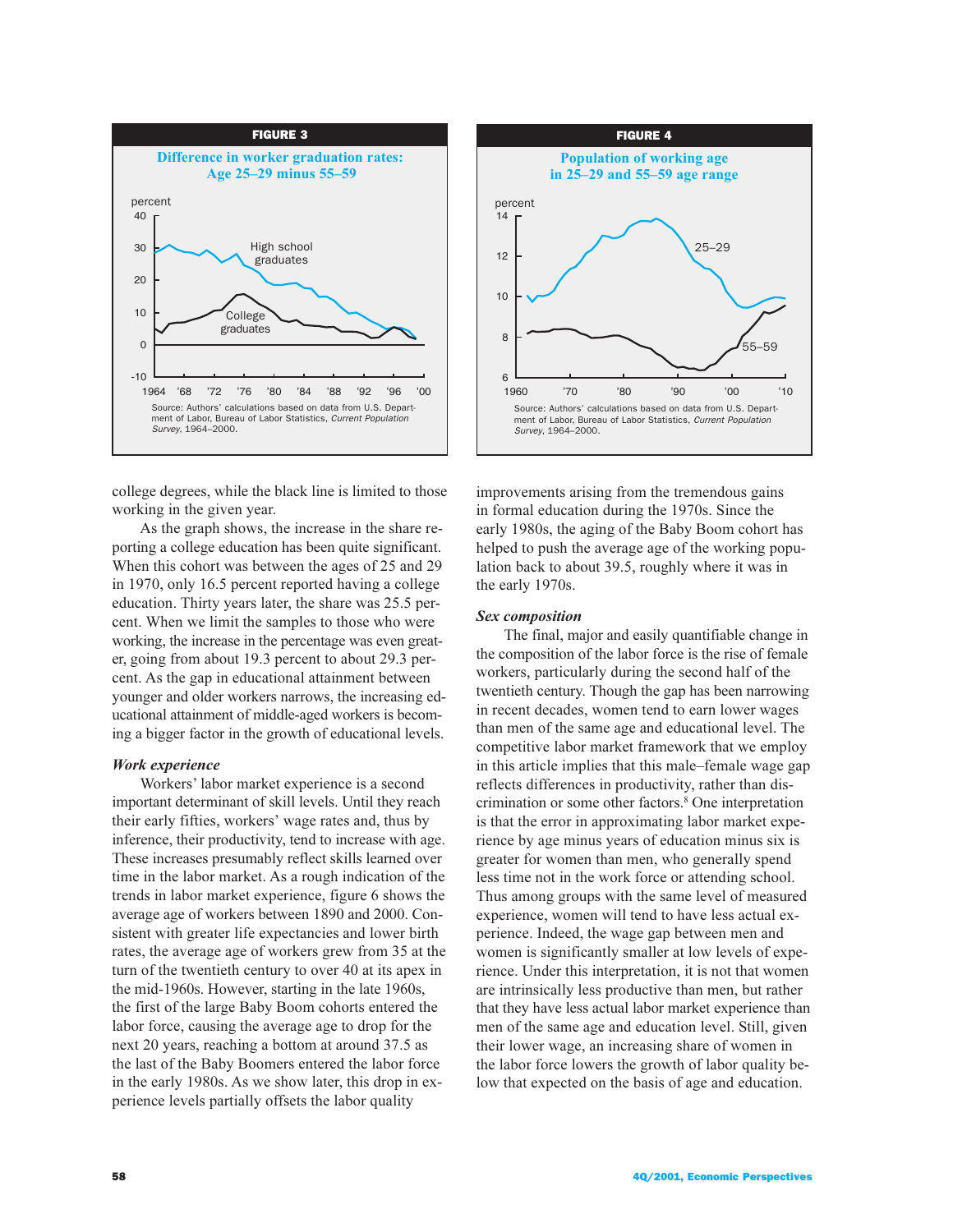**FIGURE 3**

**Difference in worker graduation rates: Age 25–29 minus 55–59**

Source: Authors' calculations based on data from U.S. Department of Labor, Bureau of Labor Statistics, *Current Population Survey*, 1964–2000.

**FIGURE 4**

**Population of working age in 25–29 and 55–59 age range**

Source: Authors' calculations based on data from U.S. Department of Labor, Bureau of Labor Statistics, *Current Population Survey*, 1964–2000.

college degrees, while the black line is limited to those working in the given year.

As the graph shows, the increase in the share reporting a college education has been quite significant. When this cohort was between the ages of 25 and 29 in 1970, only 16.5 percent reported having a college education. Thirty years later, the share was 25.5 percent. When we limit the samples to those who were working, the increase in the percentage was even greater, going from about 19.3 percent to about 29.3 percent. As the gap in educational attainment between younger and older workers narrows, the increasing educational attainment of middle-aged workers is becoming a bigger factor in the growth of educational levels.

### *Work experience*

Workers' labor market experience is a second important determinant of skill levels. Until they reach their early fifties, workers' wage rates and, thus by inference, their productivity, tend to increase with age. These increases presumably reflect skills learned over time in the labor market. As a rough indication of the trends in labor market experience, figure 6 shows the average age of workers between 1890 and 2000. Consistent with greater life expectancies and lower birth rates, the average age of workers grew from 35 at the turn of the twentieth century to over 40 at its apex in the mid-1960s. However, starting in the late 1960s, the first of the large Baby Boom cohorts entered the labor force, causing the average age to drop for the next 20 years, reaching a bottom at around 37.5 as the last of the Baby Boomers entered the labor force in the early 1980s. As we show later, this drop in experience levels partially offsets the labor quality improvements arising from the tremendous gains in formal education during the 1970s. Since the early 1980s, the aging of the Baby Boom cohort has helped to push the average age of the working population back to about 39.5, roughly where it was in the early 1970s.

### *Sex composition*

The final, major and easily quantifiable change in the composition of the labor force is the rise of female workers, particularly during the second half of the twentieth century. Though the gap has been narrowing in recent decades, women tend to earn lower wages than men of the same age and educational level. The competitive labor market framework that we employ in this article implies that this male–female wage gap reflects differences in productivity, rather than discrimination or some other factors.[8] One interpretation is that the error in approximating labor market experience by age minus years of education minus six is greater for women than men, who generally spend less time not in the work force or attending school. Thus among groups with the same level of measured experience, women will tend to have less actual experience. Indeed, the wage gap between men and women is significantly smaller at low levels of experience. Under this interpretation, it is not that women are intrinsically less productive than men, but rather that they have less actual labor market experience than men of the same age and education level. Still, given their lower wage, an increasing share of women in the labor force lowers the growth of labor quality below that expected on the basis of age and education.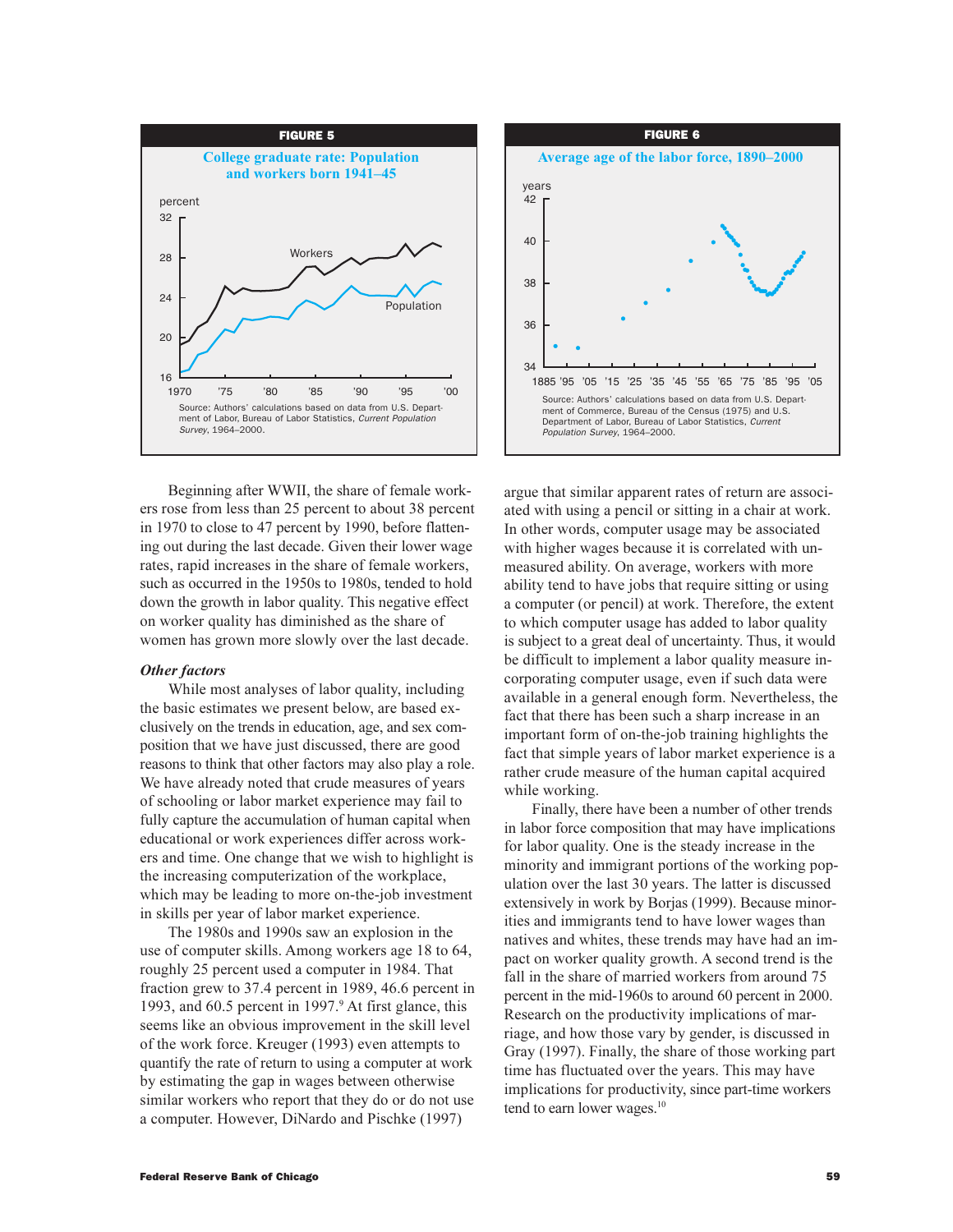**FIGURE 5**

**College graduate rate: Population and workers born 1941–45**

Source: Authors' calculations based on data from U.S. Department of Labor, Bureau of Labor Statistics, *Current Population Survey*, 1964–2000.

**FIGURE 6**

**Average age of the labor force, 1890–2000**

Source: Authors' calculations based on data from U.S. Department of Commerce, Bureau of the Census (1975) and U.S. Department of Labor, Bureau of Labor Statistics, *Current Population Survey*, 1964–2000.

Beginning after WWII, the share of female workers rose from less than 25 percent to about 38 percent in 1970 to close to 47 percent by 1990, before flattening out during the last decade. Given their lower wage rates, rapid increases in the share of female workers, such as occurred in the 1950s to 1980s, tended to hold down the growth in labor quality. This negative effect on worker quality has diminished as the share of women has grown more slowly over the last decade.

### *Other factors*

While most analyses of labor quality, including the basic estimates we present below, are based exclusively on the trends in education, age, and sex composition that we have just discussed, there are good reasons to think that other factors may also play a role. We have already noted that crude measures of years of schooling or labor market experience may fail to fully capture the accumulation of human capital when educational or work experiences differ across workers and time. One change that we wish to highlight is the increasing computerization of the workplace, which may be leading to more on-the-job investment in skills per year of labor market experience.

The 1980s and 1990s saw an explosion in the use of computer skills. Among workers age 18 to 64, roughly 25 percent used a computer in 1984. That fraction grew to 37.4 percent in 1989, 46.6 percent in 1993, and 60.5 percent in 1997.[9] At first glance, this seems like an obvious improvement in the skill level of the work force. Kreuger (1993) even attempts to quantify the rate of return to using a computer at work by estimating the gap in wages between otherwise similar workers who report that they do or do not use a computer. However, DiNardo and Pischke (1997) argue that similar apparent rates of return are associated with using a pencil or sitting in a chair at work. In other words, computer usage may be associated with higher wages because it is correlated with unmeasured ability. On average, workers with more ability tend to have jobs that require sitting or using a computer (or pencil) at work. Therefore, the extent to which computer usage has added to labor quality is subject to a great deal of uncertainty. Thus, it would be difficult to implement a labor quality measure incorporating computer usage, even if such data were available in a general enough form. Nevertheless, the fact that there has been such a sharp increase in an important form of on-the-job training highlights the fact that simple years of labor market experience is a rather crude measure of the human capital acquired while working.

Finally, there have been a number of other trends in labor force composition that may have implications for labor quality. One is the steady increase in the minority and immigrant portions of the working population over the last 30 years. The latter is discussed extensively in work by Borjas (1999). Because minorities and immigrants tend to have lower wages than natives and whites, these trends may have had an impact on worker quality growth. A second trend is the fall in the share of married workers from around 75 percent in the mid-1960s to around 60 percent in 2000. Research on the productivity implications of marriage, and how those vary by gender, is discussed in Gray (1997). Finally, the share of those working part time has fluctuated over the years. This may have implications for productivity, since part-time workers tend to earn lower wages.[10]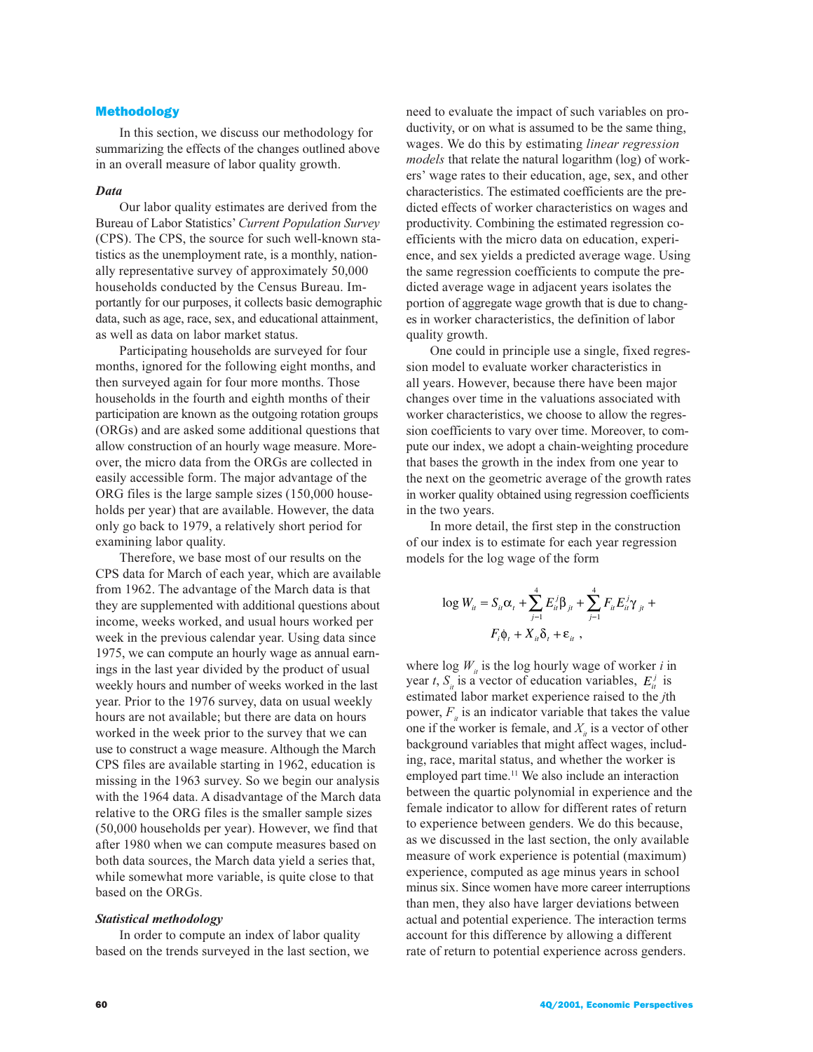## Methodology

In this section, we discuss our methodology for summarizing the effects of the changes outlined above in an overall measure of labor quality growth.

### *Data*

Our labor quality estimates are derived from the Bureau of Labor Statistics' *Current Population Survey* (CPS). The CPS, the source for such well-known statistics as the unemployment rate, is a monthly, nationally representative survey of approximately 50,000 households conducted by the Census Bureau. Importantly for our purposes, it collects basic demographic data, such as age, race, sex, and educational attainment, as well as data on labor market status.

Participating households are surveyed for four months, ignored for the following eight months, and then surveyed again for four more months. Those households in the fourth and eighth months of their participation are known as the outgoing rotation groups (ORGs) and are asked some additional questions that allow construction of an hourly wage measure. Moreover, the micro data from the ORGs are collected in easily accessible form. The major advantage of the ORG files is the large sample sizes (150,000 households per year) that are available. However, the data only go back to 1979, a relatively short period for examining labor quality.

Therefore, we base most of our results on the CPS data for March of each year, which are available from 1962. The advantage of the March data is that they are supplemented with additional questions about income, weeks worked, and usual hours worked per week in the previous calendar year. Using data since 1975, we can compute an hourly wage as annual earnings in the last year divided by the product of usual weekly hours and number of weeks worked in the last year. Prior to the 1976 survey, data on usual weekly hours are not available; but there are data on hours worked in the week prior to the survey that we can use to construct a wage measure. Although the March CPS files are available starting in 1962, education is missing in the 1963 survey. So we begin our analysis with the 1964 data. A disadvantage of the March data relative to the ORG files is the smaller sample sizes (50,000 households per year). However, we find that after 1980 when we can compute measures based on both data sources, the March data yield a series that, while somewhat more variable, is quite close to that based on the ORGs.

### *Statistical methodology*

In order to compute an index of labor quality based on the trends surveyed in the last section, we need to evaluate the impact of such variables on productivity, or on what is assumed to be the same thing, wages. We do this by estimating *linear regression models* that relate the natural logarithm (log) of workers' wage rates to their education, age, sex, and other characteristics. The estimated coefficients are the predicted effects of worker characteristics on wages and productivity. Combining the estimated regression coefficients with the micro data on education, experience, and sex yields a predicted average wage. Using the same regression coefficients to compute the predicted average wage in adjacent years isolates the portion of aggregate wage growth that is due to changes in worker characteristics, the definition of labor quality growth.

One could in principle use a single, fixed regression model to evaluate worker characteristics in all years. However, because there have been major changes over time in the valuations associated with worker characteristics, we choose to allow the regression coefficients to vary over time. Moreover, to compute our index, we adopt a chain-weighting procedure that bases the growth in the index from one year to the next on the geometric average of the growth rates in worker quality obtained using regression coefficients in the two years.

In more detail, the first step in the construction of our index is to estimate for each year regression models for the log wage of the form

$$\log W_{it} = S_{it}\alpha_t + \sum_{j=1}^{4} E_{it}^{j}\beta_{jt} + \sum_{j=1}^{4} F_{it}E_{it}^{j}\gamma_{jt} + F_i\phi_t + X_{it}\delta_t + \varepsilon_{it}\ ,$$

where $\log W_{it}$ is the log hourly wage of worker $i$ in year $t$, $S_{it}$ is a vector of education variables, $E_{it}^{j}$ is estimated labor market experience raised to the $j$th power, $F_{it}$ is an indicator variable that takes the value one if the worker is female, and $X_{it}$ is a vector of other background variables that might affect wages, including, race, marital status, and whether the worker is employed part time.[11] We also include an interaction between the quartic polynomial in experience and the female indicator to allow for different rates of return to experience between genders. We do this because, as we discussed in the last section, the only available measure of work experience is potential (maximum) experience, computed as age minus years in school minus six. Since women have more career interruptions than men, they also have larger deviations between actual and potential experience. The interaction terms account for this difference by allowing a different rate of return to potential experience across genders.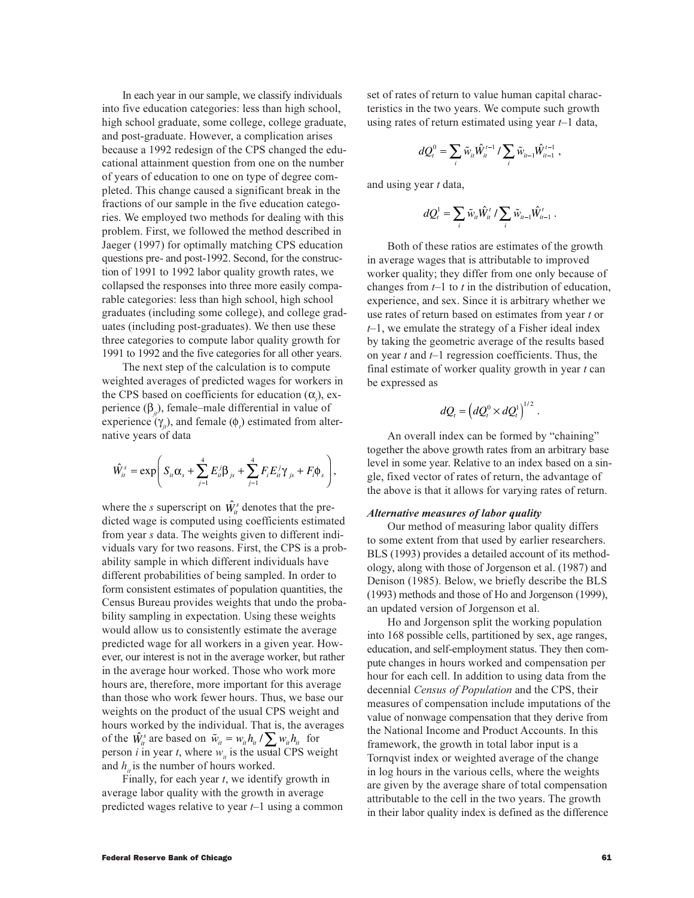In each year in our sample, we classify individuals into five education categories: less than high school, high school graduate, some college, college graduate, and post-graduate. However, a complication arises because a 1992 redesign of the CPS changed the educational attainment question from one on the number of years of education to one on type of degree completed. This change caused a significant break in the fractions of our sample in the five education categories. We employed two methods for dealing with this problem. First, we followed the method described in Jaeger (1997) for optimally matching CPS education questions pre- and post-1992. Second, for the construction of 1991 to 1992 labor quality growth rates, we collapsed the responses into three more easily comparable categories: less than high school, high school graduates (including some college), and college graduates (including post-graduates). We then use these three categories to compute labor quality growth for 1991 to 1992 and the five categories for all other years.

The next step of the calculation is to compute weighted averages of predicted wages for workers in the CPS based on coefficients for education ($\alpha_t$), experience ($\beta_{jt}$), female–male differential in value of experience ($\gamma_{jt}$), and female ($\phi_t$) estimated from alternative years of data

$$\hat{W}_{it}^{s} = \exp\left( S_{it}\alpha_s + \sum_{j=1}^{4} E_{it}^{j}\beta_{js} + \sum_{j=1}^{4} F_i E_{it}^{j}\gamma_{js} + F_i\phi_s \right),$$

where the $s$ superscript on $\hat{W}_{it}^{s}$ denotes that the predicted wage is computed using coefficients estimated from year $s$ data. The weights given to different individuals vary for two reasons. First, the CPS is a probability sample in which different individuals have different probabilities of being sampled. In order to form consistent estimates of population quantities, the Census Bureau provides weights that undo the probability sampling in expectation. Using these weights would allow us to consistently estimate the average predicted wage for all workers in a given year. However, our interest is not in the average worker, but rather in the average hour worked. Those who work more hours are, therefore, more important for this average than those who work fewer hours. Thus, we base our weights on the product of the usual CPS weight and hours worked by the individual. That is, the averages of the $\hat{W}_{it}^{s}$ are based on $\tilde{w}_{it} = w_{it}h_{it} / \sum w_{it}h_{it}$ for person $i$ in year $t$, where $w_{it}$ is the usual CPS weight and $h_{it}$ is the number of hours worked.

Finally, for each year $t$, we identify growth in average labor quality with the growth in average predicted wages relative to year $t$–1 using a common set of rates of return to value human capital characteristics in the two years. We compute such growth using rates of return estimated using year $t$–1 data,

$$dQ_t^0 = \sum_i \tilde{w}_{it}\hat{W}_{it}^{t-1} / \sum_i \tilde{w}_{it-1}\hat{W}_{it-1}^{t-1},$$

and using year $t$ data,

$$dQ_t^1 = \sum_i \tilde{w}_{it}\hat{W}_{it}^{t} / \sum_i \tilde{w}_{it-1}\hat{W}_{it-1}^{t}.$$

Both of these ratios are estimates of the growth in average wages that is attributable to improved worker quality; they differ from one only because of changes from $t$–1 to $t$ in the distribution of education, experience, and sex. Since it is arbitrary whether we use rates of return based on estimates from year $t$ or $t$–1, we emulate the strategy of a Fisher ideal index by taking the geometric average of the results based on year $t$ and $t$–1 regression coefficients. Thus, the final estimate of worker quality growth in year $t$ can be expressed as

$$dQ_t = \left( dQ_t^0 \times dQ_t^1 \right)^{1/2}.$$

An overall index can be formed by "chaining" together the above growth rates from an arbitrary base level in some year. Relative to an index based on a single, fixed vector of rates of return, the advantage of the above is that it allows for varying rates of return.

***Alternative measures of labor quality***

Our method of measuring labor quality differs to some extent from that used by earlier researchers. BLS (1993) provides a detailed account of its methodology, along with those of Jorgenson et al. (1987) and Denison (1985). Below, we briefly describe the BLS (1993) methods and those of Ho and Jorgenson (1999), an updated version of Jorgenson et al.

Ho and Jorgenson split the working population into 168 possible cells, partitioned by sex, age ranges, education, and self-employment status. They then compute changes in hours worked and compensation per hour for each cell. In addition to using data from the decennial *Census of Population* and the CPS, their measures of compensation include imputations of the value of nonwage compensation that they derive from the National Income and Product Accounts. In this framework, the growth in total labor input is a Tornqvist index or weighted average of the change in log hours in the various cells, where the weights are given by the average share of total compensation attributable to the cell in the two years. The growth in their labor quality index is defined as the difference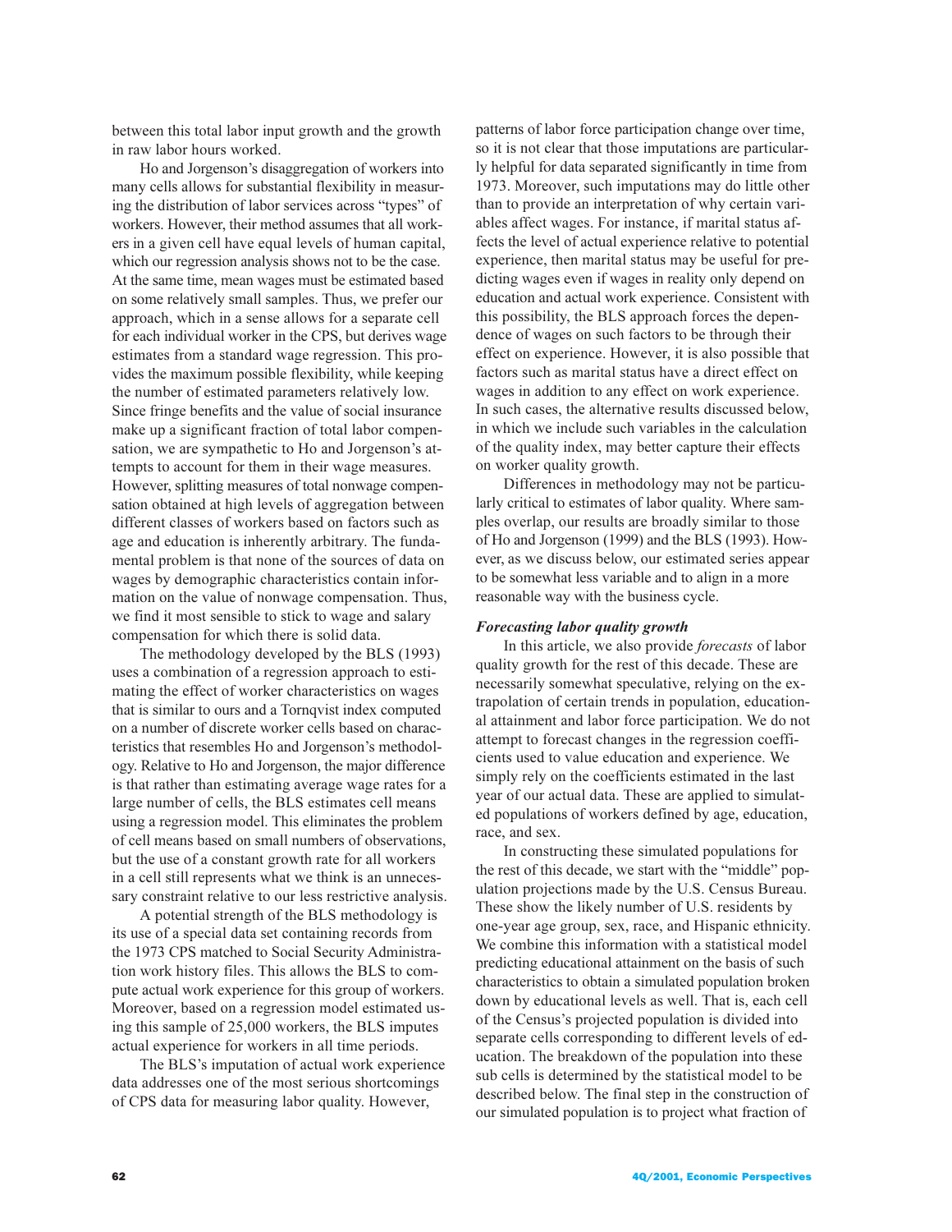between this total labor input growth and the growth in raw labor hours worked.

Ho and Jorgenson's disaggregation of workers into many cells allows for substantial flexibility in measuring the distribution of labor services across "types" of workers. However, their method assumes that all workers in a given cell have equal levels of human capital, which our regression analysis shows not to be the case. At the same time, mean wages must be estimated based on some relatively small samples. Thus, we prefer our approach, which in a sense allows for a separate cell for each individual worker in the CPS, but derives wage estimates from a standard wage regression. This provides the maximum possible flexibility, while keeping the number of estimated parameters relatively low. Since fringe benefits and the value of social insurance make up a significant fraction of total labor compensation, we are sympathetic to Ho and Jorgenson's attempts to account for them in their wage measures. However, splitting measures of total nonwage compensation obtained at high levels of aggregation between different classes of workers based on factors such as age and education is inherently arbitrary. The fundamental problem is that none of the sources of data on wages by demographic characteristics contain information on the value of nonwage compensation. Thus, we find it most sensible to stick to wage and salary compensation for which there is solid data.

The methodology developed by the BLS (1993) uses a combination of a regression approach to estimating the effect of worker characteristics on wages that is similar to ours and a Tornqvist index computed on a number of discrete worker cells based on characteristics that resembles Ho and Jorgenson's methodology. Relative to Ho and Jorgenson, the major difference is that rather than estimating average wage rates for a large number of cells, the BLS estimates cell means using a regression model. This eliminates the problem of cell means based on small numbers of observations, but the use of a constant growth rate for all workers in a cell still represents what we think is an unnecessary constraint relative to our less restrictive analysis.

A potential strength of the BLS methodology is its use of a special data set containing records from the 1973 CPS matched to Social Security Administration work history files. This allows the BLS to compute actual work experience for this group of workers. Moreover, based on a regression model estimated using this sample of 25,000 workers, the BLS imputes actual experience for workers in all time periods.

The BLS's imputation of actual work experience data addresses one of the most serious shortcomings of CPS data for measuring labor quality. However, patterns of labor force participation change over time, so it is not clear that those imputations are particularly helpful for data separated significantly in time from 1973. Moreover, such imputations may do little other than to provide an interpretation of why certain variables affect wages. For instance, if marital status affects the level of actual experience relative to potential experience, then marital status may be useful for predicting wages even if wages in reality only depend on education and actual work experience. Consistent with this possibility, the BLS approach forces the dependence of wages on such factors to be through their effect on experience. However, it is also possible that factors such as marital status have a direct effect on wages in addition to any effect on work experience. In such cases, the alternative results discussed below, in which we include such variables in the calculation of the quality index, may better capture their effects on worker quality growth.

Differences in methodology may not be particularly critical to estimates of labor quality. Where samples overlap, our results are broadly similar to those of Ho and Jorgenson (1999) and the BLS (1993). However, as we discuss below, our estimated series appear to be somewhat less variable and to align in a more reasonable way with the business cycle.

### *Forecasting labor quality growth*

In this article, we also provide *forecasts* of labor quality growth for the rest of this decade. These are necessarily somewhat speculative, relying on the extrapolation of certain trends in population, educational attainment and labor force participation. We do not attempt to forecast changes in the regression coefficients used to value education and experience. We simply rely on the coefficients estimated in the last year of our actual data. These are applied to simulated populations of workers defined by age, education, race, and sex.

In constructing these simulated populations for the rest of this decade, we start with the "middle" population projections made by the U.S. Census Bureau. These show the likely number of U.S. residents by one-year age group, sex, race, and Hispanic ethnicity. We combine this information with a statistical model predicting educational attainment on the basis of such characteristics to obtain a simulated population broken down by educational levels as well. That is, each cell of the Census's projected population is divided into separate cells corresponding to different levels of education. The breakdown of the population into these sub cells is determined by the statistical model to be described below. The final step in the construction of our simulated population is to project what fraction of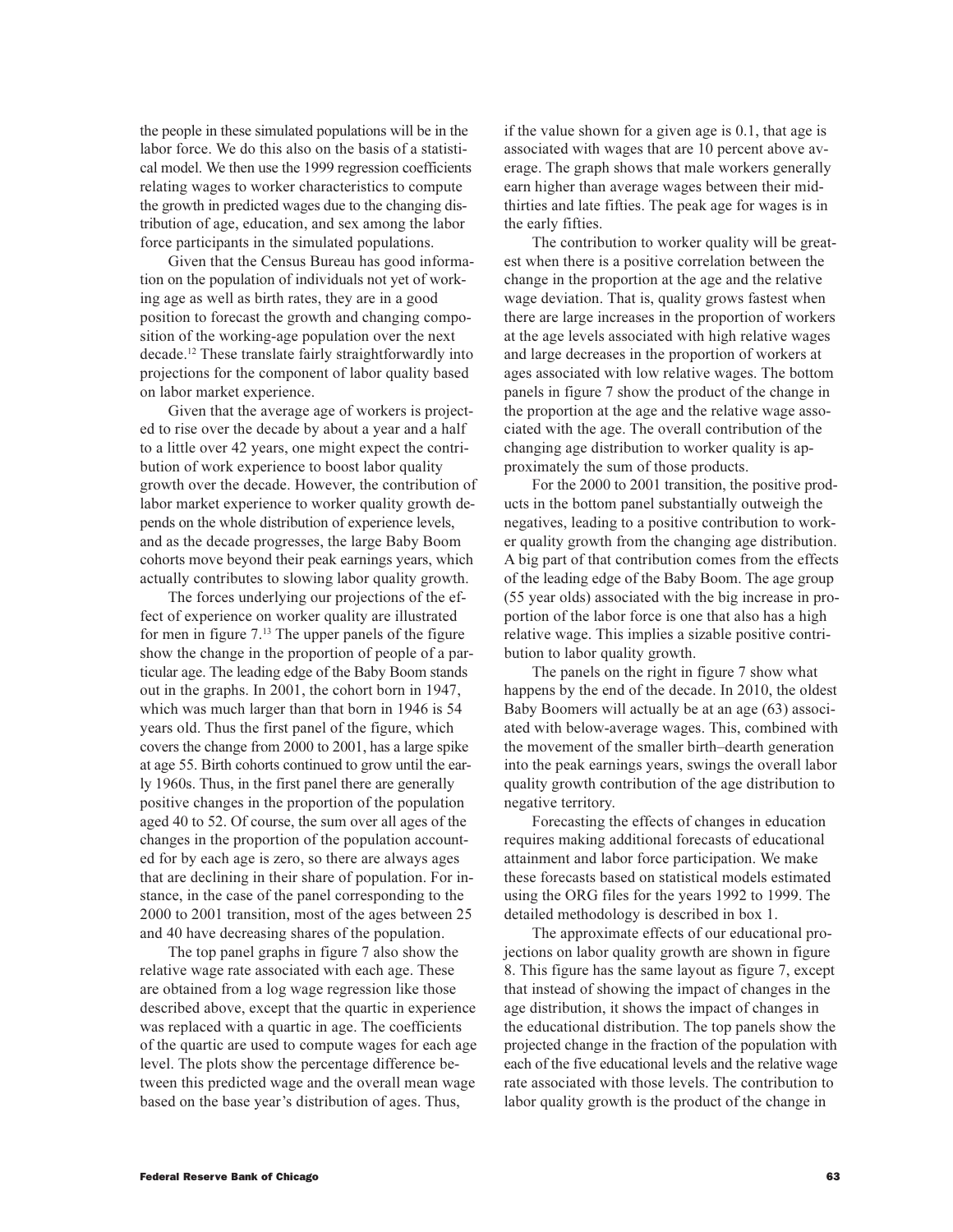the people in these simulated populations will be in the labor force. We do this also on the basis of a statistical model. We then use the 1999 regression coefficients relating wages to worker characteristics to compute the growth in predicted wages due to the changing distribution of age, education, and sex among the labor force participants in the simulated populations.

Given that the Census Bureau has good information on the population of individuals not yet of working age as well as birth rates, they are in a good position to forecast the growth and changing composition of the working-age population over the next decade.[12] These translate fairly straightforwardly into projections for the component of labor quality based on labor market experience.

Given that the average age of workers is projected to rise over the decade by about a year and a half to a little over 42 years, one might expect the contribution of work experience to boost labor quality growth over the decade. However, the contribution of labor market experience to worker quality growth depends on the whole distribution of experience levels, and as the decade progresses, the large Baby Boom cohorts move beyond their peak earnings years, which actually contributes to slowing labor quality growth.

The forces underlying our projections of the effect of experience on worker quality are illustrated for men in figure 7.[13] The upper panels of the figure show the change in the proportion of people of a particular age. The leading edge of the Baby Boom stands out in the graphs. In 2001, the cohort born in 1947, which was much larger than that born in 1946 is 54 years old. Thus the first panel of the figure, which covers the change from 2000 to 2001, has a large spike at age 55. Birth cohorts continued to grow until the early 1960s. Thus, in the first panel there are generally positive changes in the proportion of the population aged 40 to 52. Of course, the sum over all ages of the changes in the proportion of the population accounted for by each age is zero, so there are always ages that are declining in their share of population. For instance, in the case of the panel corresponding to the 2000 to 2001 transition, most of the ages between 25 and 40 have decreasing shares of the population.

The top panel graphs in figure 7 also show the relative wage rate associated with each age. These are obtained from a log wage regression like those described above, except that the quartic in experience was replaced with a quartic in age. The coefficients of the quartic are used to compute wages for each age level. The plots show the percentage difference between this predicted wage and the overall mean wage based on the base year's distribution of ages. Thus, if the value shown for a given age is 0.1, that age is associated with wages that are 10 percent above average. The graph shows that male workers generally earn higher than average wages between their mid-thirties and late fifties. The peak age for wages is in the early fifties.

The contribution to worker quality will be greatest when there is a positive correlation between the change in the proportion at the age and the relative wage deviation. That is, quality grows fastest when there are large increases in the proportion of workers at the age levels associated with high relative wages and large decreases in the proportion of workers at ages associated with low relative wages. The bottom panels in figure 7 show the product of the change in the proportion at the age and the relative wage associated with the age. The overall contribution of the changing age distribution to worker quality is approximately the sum of those products.

For the 2000 to 2001 transition, the positive products in the bottom panel substantially outweigh the negatives, leading to a positive contribution to worker quality growth from the changing age distribution. A big part of that contribution comes from the effects of the leading edge of the Baby Boom. The age group (55 year olds) associated with the big increase in proportion of the labor force is one that also has a high relative wage. This implies a sizable positive contribution to labor quality growth.

The panels on the right in figure 7 show what happens by the end of the decade. In 2010, the oldest Baby Boomers will actually be at an age (63) associated with below-average wages. This, combined with the movement of the smaller birth–dearth generation into the peak earnings years, swings the overall labor quality growth contribution of the age distribution to negative territory.

Forecasting the effects of changes in education requires making additional forecasts of educational attainment and labor force participation. We make these forecasts based on statistical models estimated using the ORG files for the years 1992 to 1999. The detailed methodology is described in box 1.

The approximate effects of our educational projections on labor quality growth are shown in figure 8. This figure has the same layout as figure 7, except that instead of showing the impact of changes in the age distribution, it shows the impact of changes in the educational distribution. The top panels show the projected change in the fraction of the population with each of the five educational levels and the relative wage rate associated with those levels. The contribution to labor quality growth is the product of the change in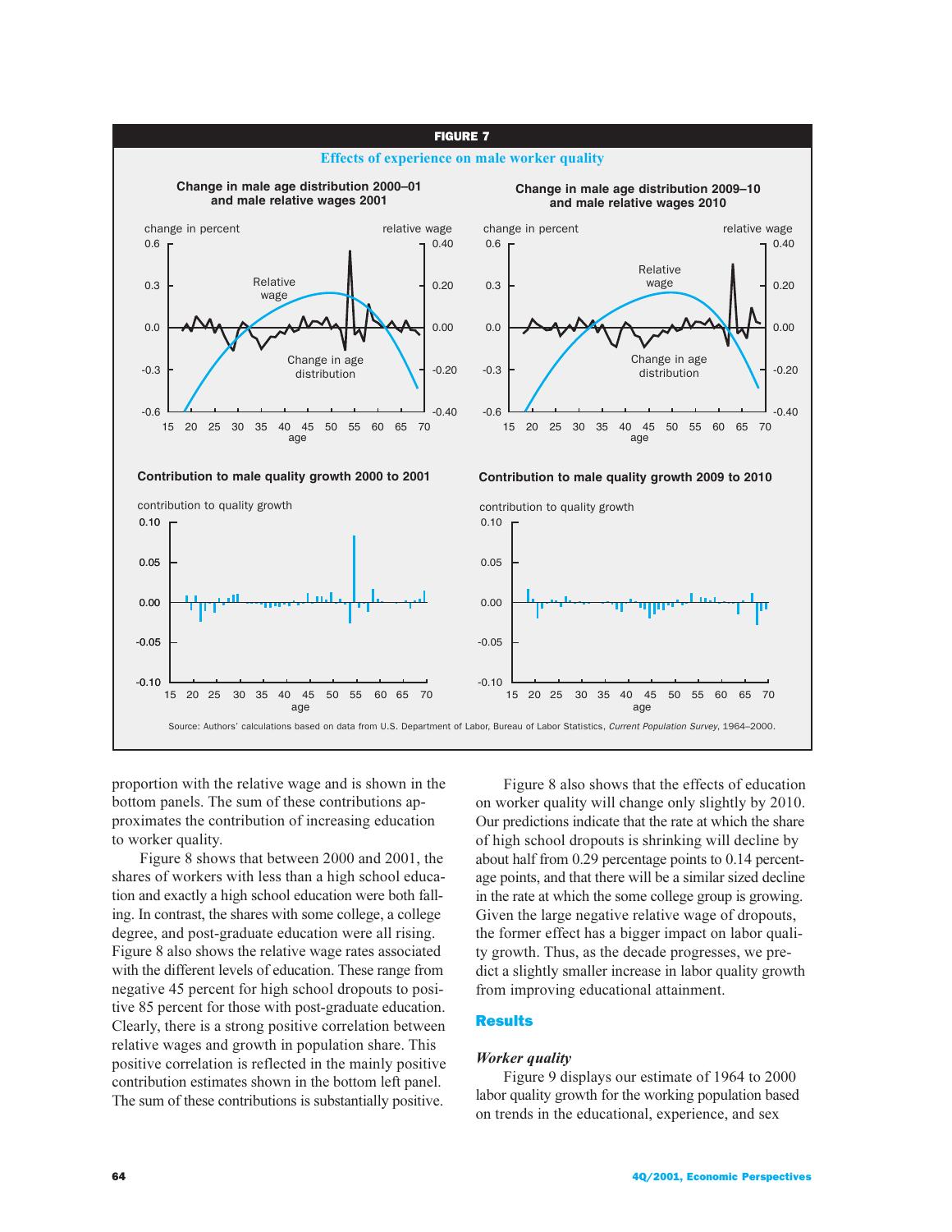**FIGURE 7**

**Effects of experience on male worker quality**

**Change in male age distribution 2000–01 and male relative wages 2001**

**Change in male age distribution 2009–10 and male relative wages 2010**

**Contribution to male quality growth 2000 to 2001**

**Contribution to male quality growth 2009 to 2010**

Source: Authors' calculations based on data from U.S. Department of Labor, Bureau of Labor Statistics, *Current Population Survey*, 1964–2000.

proportion with the relative wage and is shown in the bottom panels. The sum of these contributions approximates the contribution of increasing education to worker quality.

Figure 8 shows that between 2000 and 2001, the shares of workers with less than a high school education and exactly a high school education were both falling. In contrast, the shares with some college, a college degree, and post-graduate education were all rising. Figure 8 also shows the relative wage rates associated with the different levels of education. These range from negative 45 percent for high school dropouts to positive 85 percent for those with post-graduate education. Clearly, there is a strong positive correlation between relative wages and growth in population share. This positive correlation is reflected in the mainly positive contribution estimates shown in the bottom left panel. The sum of these contributions is substantially positive.

Figure 8 also shows that the effects of education on worker quality will change only slightly by 2010. Our predictions indicate that the rate at which the share of high school dropouts is shrinking will decline by about half from 0.29 percentage points to 0.14 percentage points, and that there will be a similar sized decline in the rate at which the some college group is growing. Given the large negative relative wage of dropouts, the former effect has a bigger impact on labor quality growth. Thus, as the decade progresses, we predict a slightly smaller increase in labor quality growth from improving educational attainment.

## Results

### *Worker quality*

Figure 9 displays our estimate of 1964 to 2000 labor quality growth for the working population based on trends in the educational, experience, and sex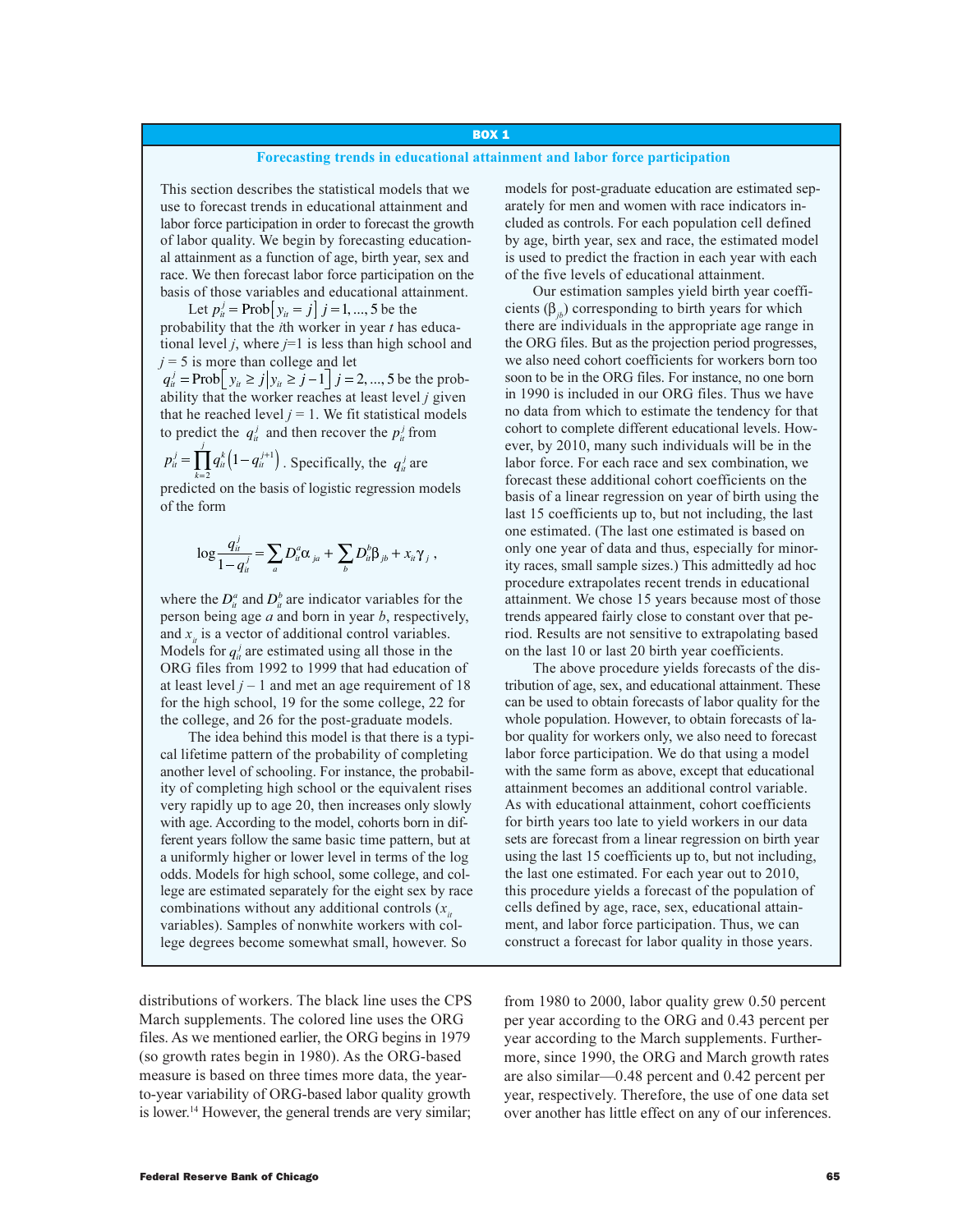## BOX 1

### Forecasting trends in educational attainment and labor force participation

This section describes the statistical models that we use to forecast trends in educational attainment and labor force participation in order to forecast the growth of labor quality. We begin by forecasting educational attainment as a function of age, birth year, sex and race. We then forecast labor force participation on the basis of those variables and educational attainment.

Let $p_{it}^{j} = \text{Prob}\left[y_{it} = j\right]$ $j = 1, ..., 5$ be the probability that the $i$th worker in year $t$ has educational level $j$, where $j$=1 is less than high school and $j$ = 5 is more than college and let $q_{it}^{j} = \text{Prob}\left[y_{it} \geq j \middle| y_{it} \geq j-1\right]$ $j = 2, ..., 5$ be the probability that the worker reaches at least level $j$ given that he reached level $j$ = 1. We fit statistical models to predict the $q_{it}^{j}$ and then recover the $p_{it}^{j}$ from $p_{it}^{j} = \prod_{k=2}^{j} q_{it}^{k}\left(1 - q_{it}^{j+1}\right)$. Specifically, the $q_{it}^{j}$ are predicted on the basis of logistic regression models of the form

$$\log \frac{q_{it}^{j}}{1 - q_{it}^{j}} = \sum_{a} D_{it}^{a} \alpha_{ja} + \sum_{b} D_{it}^{b} \beta_{jb} + x_{it} \gamma_{j},$$

where the $D_{it}^{a}$ and $D_{it}^{b}$ are indicator variables for the person being age $a$ and born in year $b$, respectively, and $x_{it}$ is a vector of additional control variables. Models for $q_{it}^{j}$ are estimated using all those in the ORG files from 1992 to 1999 that had education of at least level $j$ – 1 and met an age requirement of 18 for the high school, 19 for the some college, 22 for the college, and 26 for the post-graduate models.

The idea behind this model is that there is a typical lifetime pattern of the probability of completing another level of schooling. For instance, the probability of completing high school or the equivalent rises very rapidly up to age 20, then increases only slowly with age. According to the model, cohorts born in different years follow the same basic time pattern, but at a uniformly higher or lower level in terms of the log odds. Models for high school, some college, and college are estimated separately for the eight sex by race combinations without any additional controls ($x_{it}$ variables). Samples of nonwhite workers with college degrees become somewhat small, however. So models for post-graduate education are estimated separately for men and women with race indicators included as controls. For each population cell defined by age, birth year, sex and race, the estimated model is used to predict the fraction in each year with each of the five levels of educational attainment.

Our estimation samples yield birth year coefficients ($\beta_{jb}$) corresponding to birth years for which there are individuals in the appropriate age range in the ORG files. But as the projection period progresses, we also need cohort coefficients for workers born too soon to be in the ORG files. For instance, no one born in 1990 is included in our ORG files. Thus we have no data from which to estimate the tendency for that cohort to complete different educational levels. However, by 2010, many such individuals will be in the labor force. For each race and sex combination, we forecast these additional cohort coefficients on the basis of a linear regression on year of birth using the last 15 coefficients up to, but not including, the last one estimated. (The last one estimated is based on only one year of data and thus, especially for minority races, small sample sizes.) This admittedly ad hoc procedure extrapolates recent trends in educational attainment. We chose 15 years because most of those trends appeared fairly close to constant over that period. Results are not sensitive to extrapolating based on the last 10 or last 20 birth year coefficients.

The above procedure yields forecasts of the distribution of age, sex, and educational attainment. These can be used to obtain forecasts of labor quality for the whole population. However, to obtain forecasts of labor quality for workers only, we also need to forecast labor force participation. We do that using a model with the same form as above, except that educational attainment becomes an additional control variable. As with educational attainment, cohort coefficients for birth years too late to yield workers in our data sets are forecast from a linear regression on birth year using the last 15 coefficients up to, but not including, the last one estimated. For each year out to 2010, this procedure yields a forecast of the population of cells defined by age, race, sex, educational attainment, and labor force participation. Thus, we can construct a forecast for labor quality in those years.

---

distributions of workers. The black line uses the CPS March supplements. The colored line uses the ORG files. As we mentioned earlier, the ORG begins in 1979 (so growth rates begin in 1980). As the ORG-based measure is based on three times more data, the year-to-year variability of ORG-based labor quality growth is lower.[14] However, the general trends are very similar; from 1980 to 2000, labor quality grew 0.50 percent per year according to the ORG and 0.43 percent per year according to the March supplements. Furthermore, since 1990, the ORG and March growth rates are also similar—0.48 percent and 0.42 percent per year, respectively. Therefore, the use of one data set over another has little effect on any of our inferences.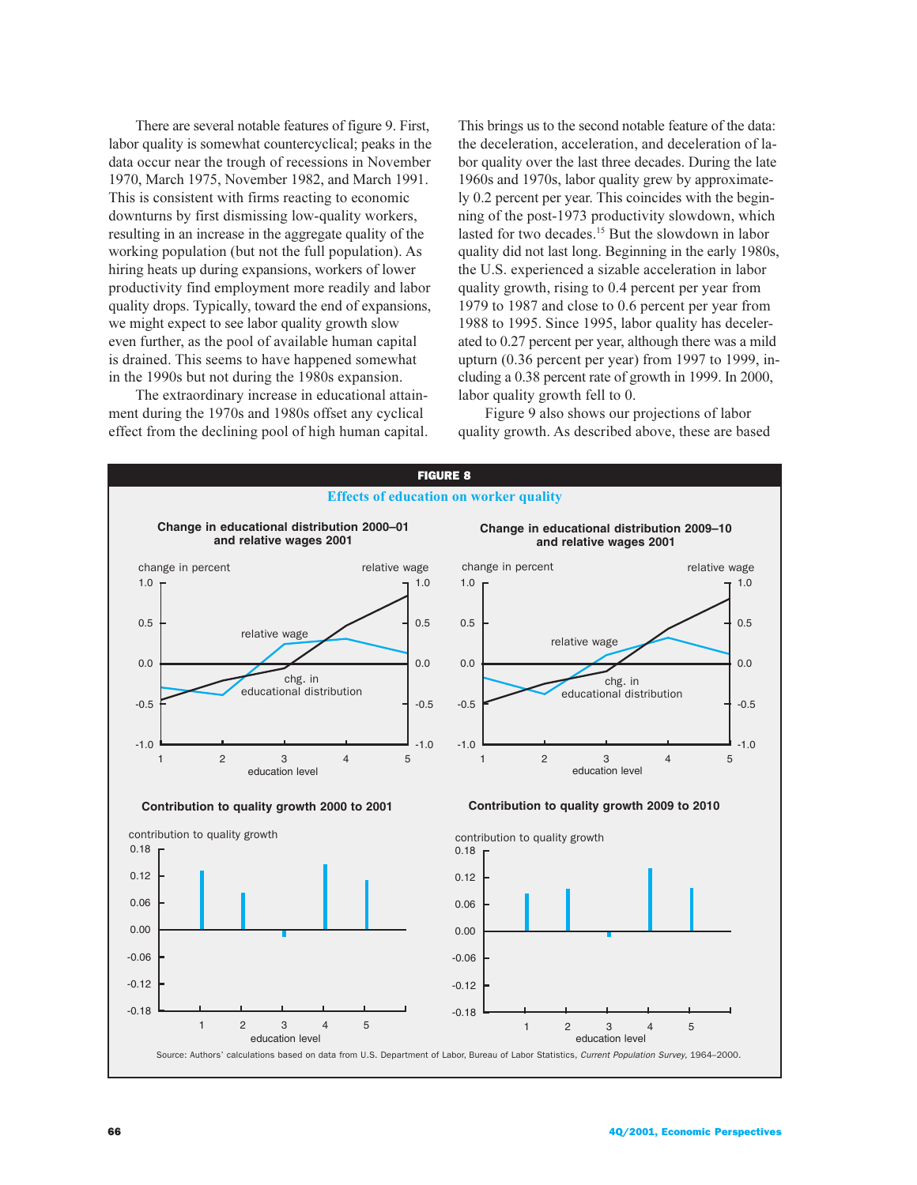There are several notable features of figure 9. First, labor quality is somewhat countercyclical; peaks in the data occur near the trough of recessions in November 1970, March 1975, November 1982, and March 1991. This is consistent with firms reacting to economic downturns by first dismissing low-quality workers, resulting in an increase in the aggregate quality of the working population (but not the full population). As hiring heats up during expansions, workers of lower productivity find employment more readily and labor quality drops. Typically, toward the end of expansions, we might expect to see labor quality growth slow even further, as the pool of available human capital is drained. This seems to have happened somewhat in the 1990s but not during the 1980s expansion.

The extraordinary increase in educational attainment during the 1970s and 1980s offset any cyclical effect from the declining pool of high human capital. This brings us to the second notable feature of the data: the deceleration, acceleration, and deceleration of labor quality over the last three decades. During the late 1960s and 1970s, labor quality grew by approximately 0.2 percent per year. This coincides with the beginning of the post-1973 productivity slowdown, which lasted for two decades.[15] But the slowdown in labor quality did not last long. Beginning in the early 1980s, the U.S. experienced a sizable acceleration in labor quality growth, rising to 0.4 percent per year from 1979 to 1987 and close to 0.6 percent per year from 1988 to 1995. Since 1995, labor quality has decelerated to 0.27 percent per year, although there was a mild upturn (0.36 percent per year) from 1997 to 1999, including a 0.38 percent rate of growth in 1999. In 2000, labor quality growth fell to 0.

Figure 9 also shows our projections of labor quality growth. As described above, these are based

**FIGURE 8**

**Effects of education on worker quality**

Source: Authors' calculations based on data from U.S. Department of Labor, Bureau of Labor Statistics, *Current Population Survey*, 1964–2000.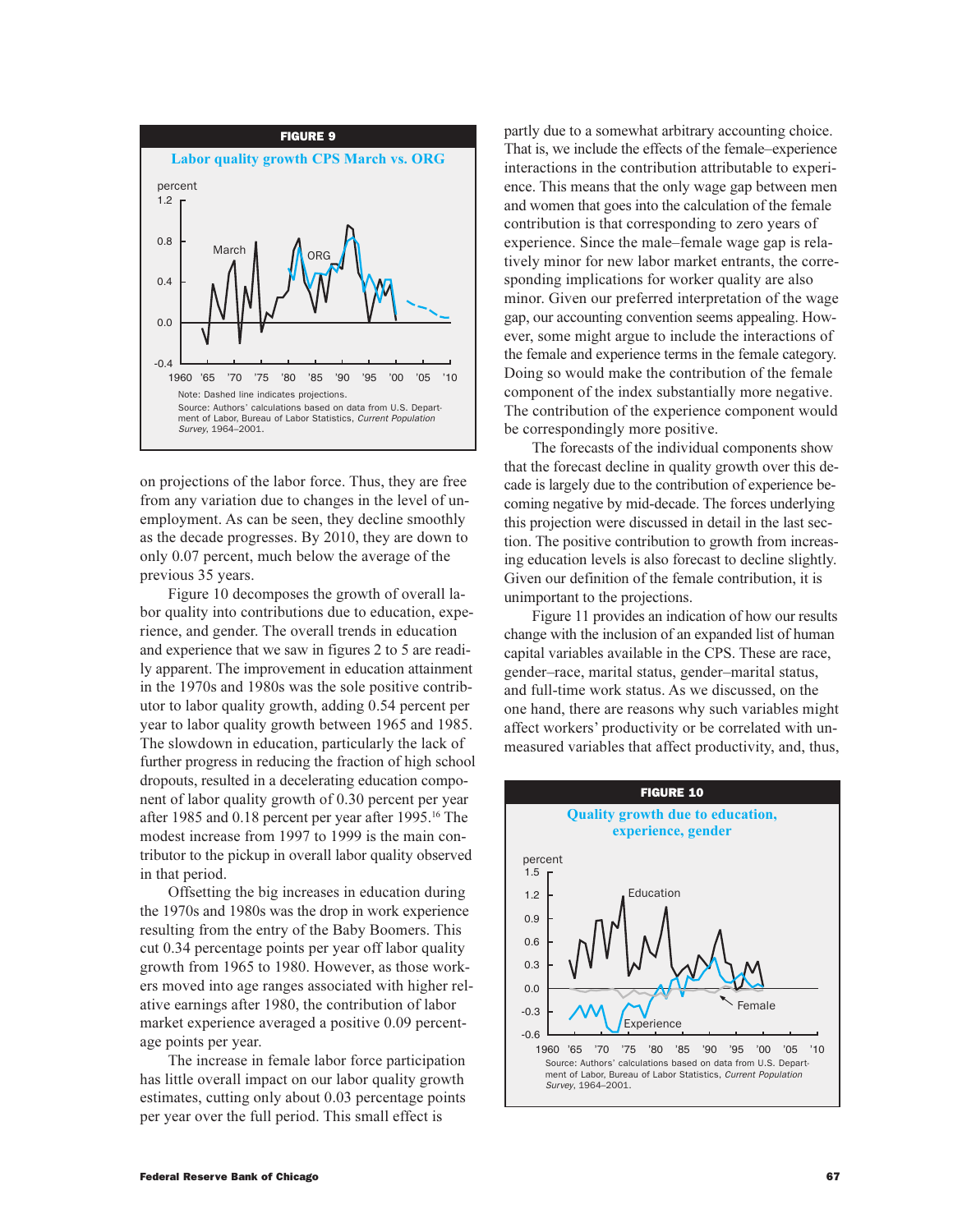**FIGURE 9**

**Labor quality growth CPS March vs. ORG**

Note: Dashed line indicates projections.

Source: Authors' calculations based on data from U.S. Department of Labor, Bureau of Labor Statistics, *Current Population Survey*, 1964–2001.

on projections of the labor force. Thus, they are free from any variation due to changes in the level of unemployment. As can be seen, they decline smoothly as the decade progresses. By 2010, they are down to only 0.07 percent, much below the average of the previous 35 years.

Figure 10 decomposes the growth of overall labor quality into contributions due to education, experience, and gender. The overall trends in education and experience that we saw in figures 2 to 5 are readily apparent. The improvement in education attainment in the 1970s and 1980s was the sole positive contributor to labor quality growth, adding 0.54 percent per year to labor quality growth between 1965 and 1985. The slowdown in education, particularly the lack of further progress in reducing the fraction of high school dropouts, resulted in a decelerating education component of labor quality growth of 0.30 percent per year after 1985 and 0.18 percent per year after 1995.[16] The modest increase from 1997 to 1999 is the main contributor to the pickup in overall labor quality observed in that period.

Offsetting the big increases in education during the 1970s and 1980s was the drop in work experience resulting from the entry of the Baby Boomers. This cut 0.34 percentage points per year off labor quality growth from 1965 to 1980. However, as those workers moved into age ranges associated with higher relative earnings after 1980, the contribution of labor market experience averaged a positive 0.09 percentage points per year.

The increase in female labor force participation has little overall impact on our labor quality growth estimates, cutting only about 0.03 percentage points per year over the full period. This small effect is partly due to a somewhat arbitrary accounting choice. That is, we include the effects of the female–experience interactions in the contribution attributable to experience. This means that the only wage gap between men and women that goes into the calculation of the female contribution is that corresponding to zero years of experience. Since the male–female wage gap is relatively minor for new labor market entrants, the corresponding implications for worker quality are also minor. Given our preferred interpretation of the wage gap, our accounting convention seems appealing. However, some might argue to include the interactions of the female and experience terms in the female category. Doing so would make the contribution of the female component of the index substantially more negative. The contribution of the experience component would be correspondingly more positive.

The forecasts of the individual components show that the forecast decline in quality growth over this decade is largely due to the contribution of experience becoming negative by mid-decade. The forces underlying this projection were discussed in detail in the last section. The positive contribution to growth from increasing education levels is also forecast to decline slightly. Given our definition of the female contribution, it is unimportant to the projections.

Figure 11 provides an indication of how our results change with the inclusion of an expanded list of human capital variables available in the CPS. These are race, gender–race, marital status, gender–marital status, and full-time work status. As we discussed, on the one hand, there are reasons why such variables might affect workers' productivity or be correlated with unmeasured variables that affect productivity, and, thus,

**FIGURE 10**

**Quality growth due to education, experience, gender**

Source: Authors' calculations based on data from U.S. Department of Labor, Bureau of Labor Statistics, *Current Population Survey*, 1964–2001.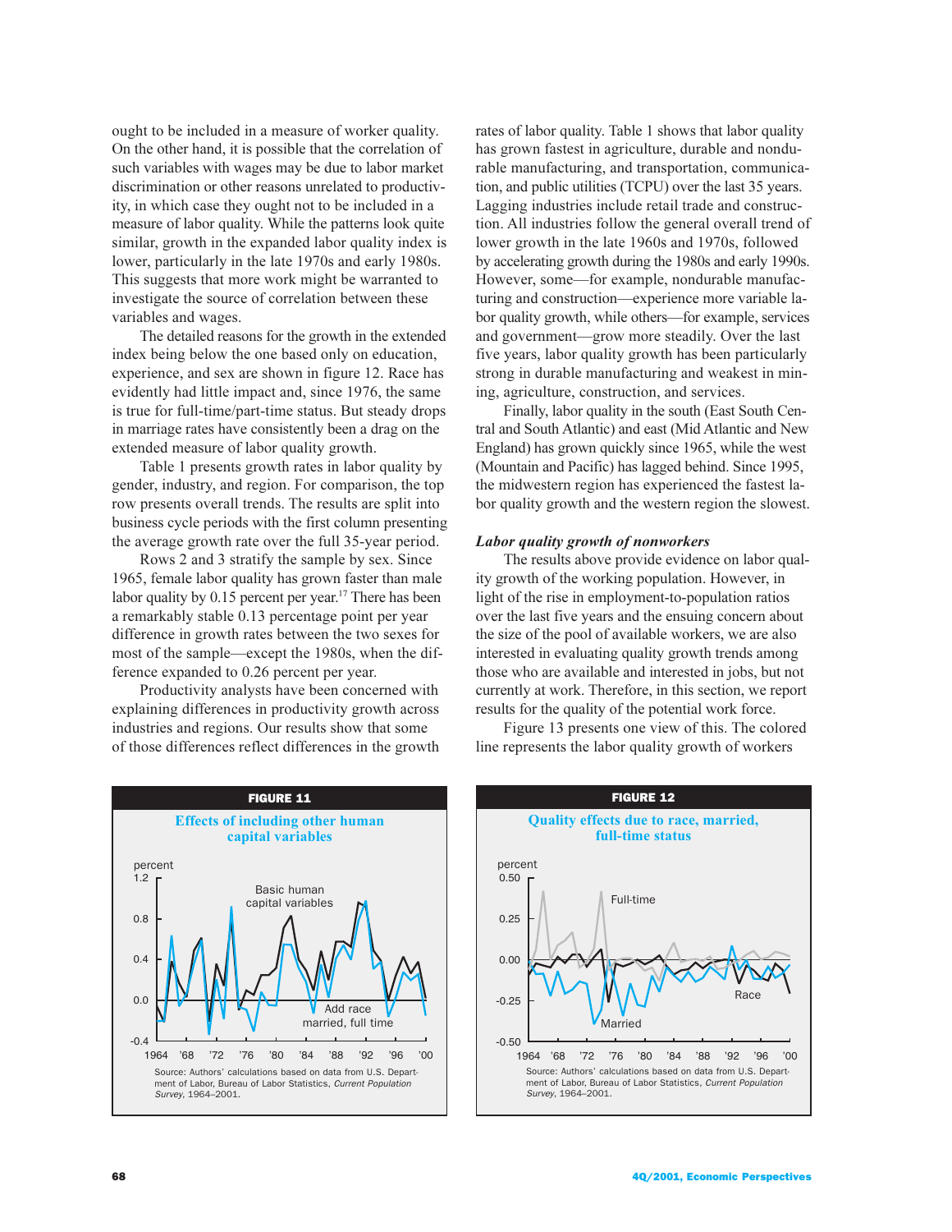ought to be included in a measure of worker quality. On the other hand, it is possible that the correlation of such variables with wages may be due to labor market discrimination or other reasons unrelated to productivity, in which case they ought not to be included in a measure of labor quality. While the patterns look quite similar, growth in the expanded labor quality index is lower, particularly in the late 1970s and early 1980s. This suggests that more work might be warranted to investigate the source of correlation between these variables and wages.

The detailed reasons for the growth in the extended index being below the one based only on education, experience, and sex are shown in figure 12. Race has evidently had little impact and, since 1976, the same is true for full-time/part-time status. But steady drops in marriage rates have consistently been a drag on the extended measure of labor quality growth.

Table 1 presents growth rates in labor quality by gender, industry, and region. For comparison, the top row presents overall trends. The results are split into business cycle periods with the first column presenting the average growth rate over the full 35-year period.

Rows 2 and 3 stratify the sample by sex. Since 1965, female labor quality has grown faster than male labor quality by 0.15 percent per year.[17] There has been a remarkably stable 0.13 percentage point per year difference in growth rates between the two sexes for most of the sample—except the 1980s, when the difference expanded to 0.26 percent per year.

Productivity analysts have been concerned with explaining differences in productivity growth across industries and regions. Our results show that some of those differences reflect differences in the growth rates of labor quality. Table 1 shows that labor quality has grown fastest in agriculture, durable and nondurable manufacturing, and transportation, communication, and public utilities (TCPU) over the last 35 years. Lagging industries include retail trade and construction. All industries follow the general overall trend of lower growth in the late 1960s and 1970s, followed by accelerating growth during the 1980s and early 1990s. However, some—for example, nondurable manufacturing and construction—experience more variable labor quality growth, while others—for example, services and government—grow more steadily. Over the last five years, labor quality growth has been particularly strong in durable manufacturing and weakest in mining, agriculture, construction, and services.

Finally, labor quality in the south (East South Central and South Atlantic) and east (Mid Atlantic and New England) has grown quickly since 1965, while the west (Mountain and Pacific) has lagged behind. Since 1995, the midwestern region has experienced the fastest labor quality growth and the western region the slowest.

### *Labor quality growth of nonworkers*

The results above provide evidence on labor quality growth of the working population. However, in light of the rise in employment-to-population ratios over the last five years and the ensuing concern about the size of the pool of available workers, we are also interested in evaluating quality growth trends among those who are available and interested in jobs, but not currently at work. Therefore, in this section, we report results for the quality of the potential work force.

Figure 13 presents one view of this. The colored line represents the labor quality growth of workers

**FIGURE 11**

**Effects of including other human capital variables**

Source: Authors' calculations based on data from U.S. Department of Labor, Bureau of Labor Statistics, *Current Population Survey*, 1964–2001.

**FIGURE 12**

**Quality effects due to race, married, full-time status**

Source: Authors' calculations based on data from U.S. Department of Labor, Bureau of Labor Statistics, *Current Population Survey*, 1964–2001.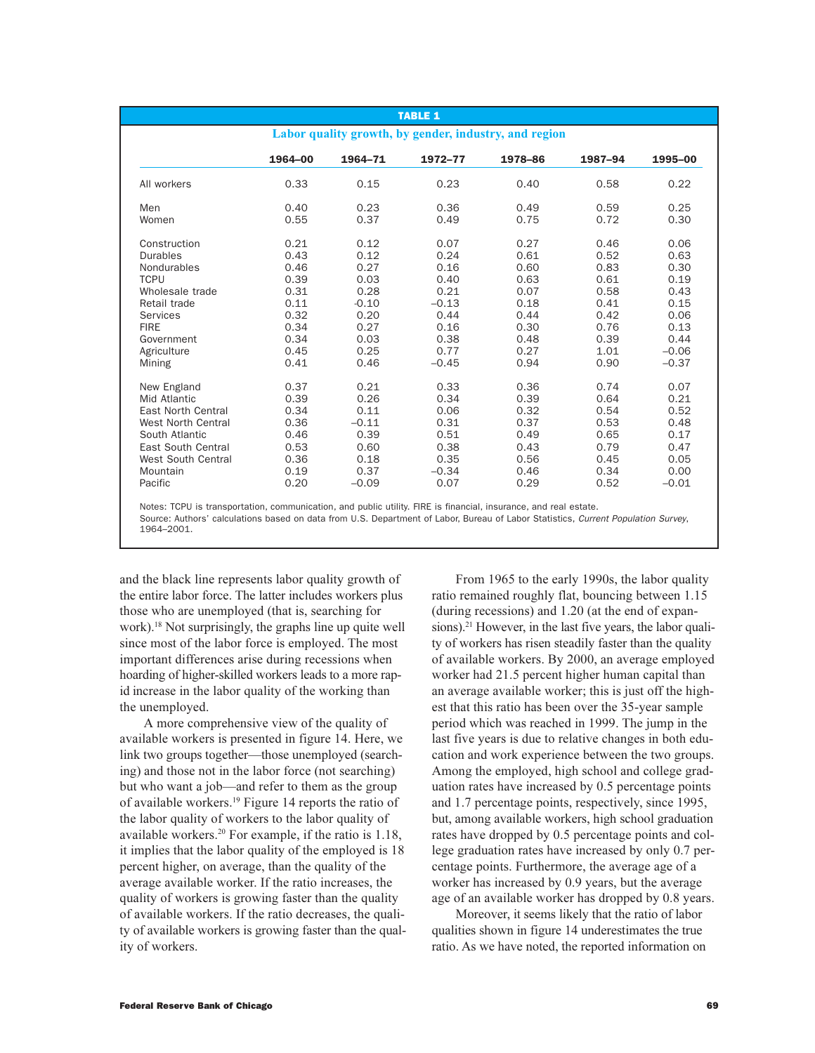**TABLE 1**

**Labor quality growth, by gender, industry, and region**

| | 1964–00 | 1964–71 | 1972–77 | 1978–86 | 1987–94 | 1995–00 |
|---|---|---|---|---|---|---|
| All workers | 0.33 | 0.15 | 0.23 | 0.40 | 0.58 | 0.22 |
| Men | 0.40 | 0.23 | 0.36 | 0.49 | 0.59 | 0.25 |
| Women | 0.55 | 0.37 | 0.49 | 0.75 | 0.72 | 0.30 |
| Construction | 0.21 | 0.12 | 0.07 | 0.27 | 0.46 | 0.06 |
| Durables | 0.43 | 0.12 | 0.24 | 0.61 | 0.52 | 0.63 |
| Nondurables | 0.46 | 0.27 | 0.16 | 0.60 | 0.83 | 0.30 |
| TCPU | 0.39 | 0.03 | 0.40 | 0.63 | 0.61 | 0.19 |
| Wholesale trade | 0.31 | 0.28 | 0.21 | 0.07 | 0.58 | 0.43 |
| Retail trade | 0.11 | –0.10 | –0.13 | 0.18 | 0.41 | 0.15 |
| Services | 0.32 | 0.20 | 0.44 | 0.44 | 0.42 | 0.06 |
| FIRE | 0.34 | 0.27 | 0.16 | 0.30 | 0.76 | 0.13 |
| Government | 0.34 | 0.03 | 0.38 | 0.48 | 0.39 | 0.44 |
| Agriculture | 0.45 | 0.25 | 0.77 | 0.27 | 1.01 | –0.06 |
| Mining | 0.41 | 0.46 | –0.45 | 0.94 | 0.90 | –0.37 |
| New England | 0.37 | 0.21 | 0.33 | 0.36 | 0.74 | 0.07 |
| Mid Atlantic | 0.39 | 0.26 | 0.34 | 0.39 | 0.64 | 0.21 |
| East North Central | 0.34 | 0.11 | 0.06 | 0.32 | 0.54 | 0.52 |
| West North Central | 0.36 | –0.11 | 0.31 | 0.37 | 0.53 | 0.48 |
| South Atlantic | 0.46 | 0.39 | 0.51 | 0.49 | 0.65 | 0.17 |
| East South Central | 0.53 | 0.60 | 0.38 | 0.43 | 0.79 | 0.47 |
| West South Central | 0.36 | 0.18 | 0.35 | 0.56 | 0.45 | 0.05 |
| Mountain | 0.19 | 0.37 | –0.34 | 0.46 | 0.34 | 0.00 |
| Pacific | 0.20 | –0.09 | 0.07 | 0.29 | 0.52 | –0.01 |

Notes: TCPU is transportation, communication, and public utility. FIRE is financial, insurance, and real estate.
Source: Authors' calculations based on data from U.S. Department of Labor, Bureau of Labor Statistics, *Current Population Survey*, 1964–2001.

and the black line represents labor quality growth of the entire labor force. The latter includes workers plus those who are unemployed (that is, searching for work).[18] Not surprisingly, the graphs line up quite well since most of the labor force is employed. The most important differences arise during recessions when hoarding of higher-skilled workers leads to a more rapid increase in the labor quality of the working than the unemployed.

A more comprehensive view of the quality of available workers is presented in figure 14. Here, we link two groups together—those unemployed (searching) and those not in the labor force (not searching) but who want a job—and refer to them as the group of available workers.[19] Figure 14 reports the ratio of the labor quality of workers to the labor quality of available workers.[20] For example, if the ratio is 1.18, it implies that the labor quality of the employed is 18 percent higher, on average, than the quality of the average available worker. If the ratio increases, the quality of workers is growing faster than the quality of available workers. If the ratio decreases, the quality of available workers is growing faster than the quality of workers.

From 1965 to the early 1990s, the labor quality ratio remained roughly flat, bouncing between 1.15 (during recessions) and 1.20 (at the end of expansions).[21] However, in the last five years, the labor quality of workers has risen steadily faster than the quality of available workers. By 2000, an average employed worker had 21.5 percent higher human capital than an average available worker; this is just off the highest that this ratio has been over the 35-year sample period which was reached in 1999. The jump in the last five years is due to relative changes in both education and work experience between the two groups. Among the employed, high school and college graduation rates have increased by 0.5 percentage points and 1.7 percentage points, respectively, since 1995, but, among available workers, high school graduation rates have dropped by 0.5 percentage points and college graduation rates have increased by only 0.7 percentage points. Furthermore, the average age of a worker has increased by 0.9 years, but the average age of an available worker has dropped by 0.8 years.

Moreover, it seems likely that the ratio of labor qualities shown in figure 14 underestimates the true ratio. As we have noted, the reported information on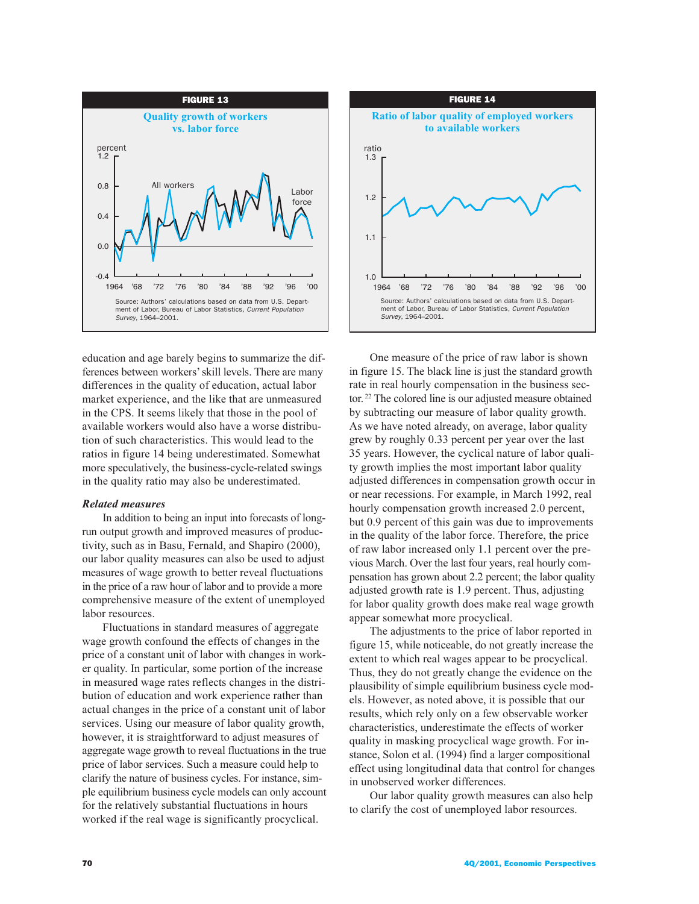**FIGURE 13**

**Quality growth of workers vs. labor force**

Source: Authors' calculations based on data from U.S. Department of Labor, Bureau of Labor Statistics, *Current Population Survey*, 1964–2001.

**FIGURE 14**

**Ratio of labor quality of employed workers to available workers**

Source: Authors' calculations based on data from U.S. Department of Labor, Bureau of Labor Statistics, *Current Population Survey*, 1964–2001.

education and age barely begins to summarize the differences between workers' skill levels. There are many differences in the quality of education, actual labor market experience, and the like that are unmeasured in the CPS. It seems likely that those in the pool of available workers would also have a worse distribution of such characteristics. This would lead to the ratios in figure 14 being underestimated. Somewhat more speculatively, the business-cycle-related swings in the quality ratio may also be underestimated.

***Related measures***

In addition to being an input into forecasts of long-run output growth and improved measures of productivity, such as in Basu, Fernald, and Shapiro (2000), our labor quality measures can also be used to adjust measures of wage growth to better reveal fluctuations in the price of a raw hour of labor and to provide a more comprehensive measure of the extent of unemployed labor resources.

Fluctuations in standard measures of aggregate wage growth confound the effects of changes in the price of a constant unit of labor with changes in worker quality. In particular, some portion of the increase in measured wage rates reflects changes in the distribution of education and work experience rather than actual changes in the price of a constant unit of labor services. Using our measure of labor quality growth, however, it is straightforward to adjust measures of aggregate wage growth to reveal fluctuations in the true price of labor services. Such a measure could help to clarify the nature of business cycles. For instance, simple equilibrium business cycle models can only account for the relatively substantial fluctuations in hours worked if the real wage is significantly procyclical.

One measure of the price of raw labor is shown in figure 15. The black line is just the standard growth rate in real hourly compensation in the business sector.[22] The colored line is our adjusted measure obtained by subtracting our measure of labor quality growth. As we have noted already, on average, labor quality grew by roughly 0.33 percent per year over the last 35 years. However, the cyclical nature of labor quality growth implies the most important labor quality adjusted differences in compensation growth occur in or near recessions. For example, in March 1992, real hourly compensation growth increased 2.0 percent, but 0.9 percent of this gain was due to improvements in the quality of the labor force. Therefore, the price of raw labor increased only 1.1 percent over the previous March. Over the last four years, real hourly compensation has grown about 2.2 percent; the labor quality adjusted growth rate is 1.9 percent. Thus, adjusting for labor quality growth does make real wage growth appear somewhat more procyclical.

The adjustments to the price of labor reported in figure 15, while noticeable, do not greatly increase the extent to which real wages appear to be procyclical. Thus, they do not greatly change the evidence on the plausibility of simple equilibrium business cycle models. However, as noted above, it is possible that our results, which rely only on a few observable worker characteristics, underestimate the effects of worker quality in masking procyclical wage growth. For instance, Solon et al. (1994) find a larger compositional effect using longitudinal data that control for changes in unobserved worker differences.

Our labor quality growth measures can also help to clarify the cost of unemployed labor resources.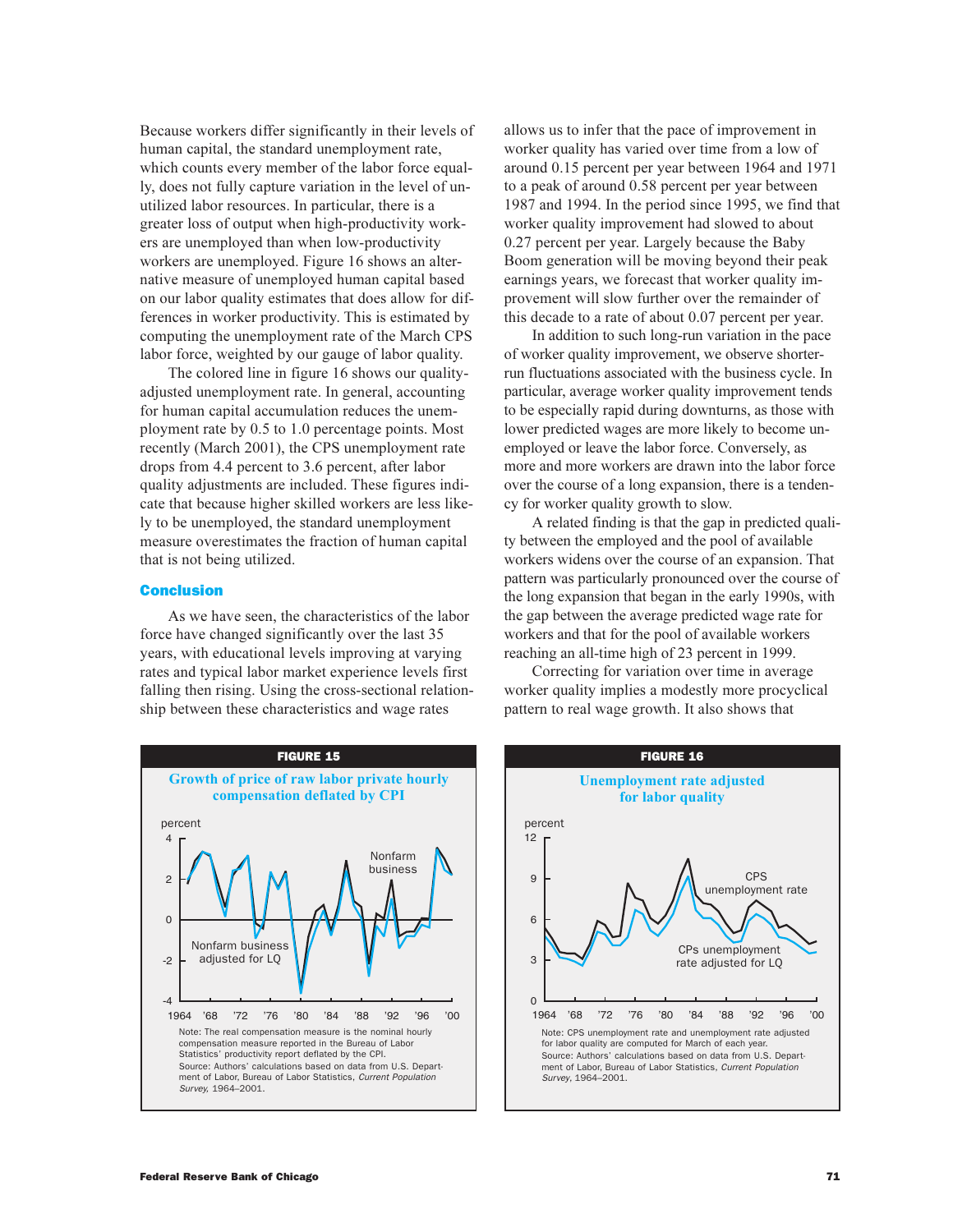Because workers differ significantly in their levels of human capital, the standard unemployment rate, which counts every member of the labor force equally, does not fully capture variation in the level of unutilized labor resources. In particular, there is a greater loss of output when high-productivity workers are unemployed than when low-productivity workers are unemployed. Figure 16 shows an alternative measure of unemployed human capital based on our labor quality estimates that does allow for differences in worker productivity. This is estimated by computing the unemployment rate of the March CPS labor force, weighted by our gauge of labor quality.

The colored line in figure 16 shows our quality-adjusted unemployment rate. In general, accounting for human capital accumulation reduces the unemployment rate by 0.5 to 1.0 percentage points. Most recently (March 2001), the CPS unemployment rate drops from 4.4 percent to 3.6 percent, after labor quality adjustments are included. These figures indicate that because higher skilled workers are less likely to be unemployed, the standard unemployment measure overestimates the fraction of human capital that is not being utilized.

## Conclusion

As we have seen, the characteristics of the labor force have changed significantly over the last 35 years, with educational levels improving at varying rates and typical labor market experience levels first falling then rising. Using the cross-sectional relationship between these characteristics and wage rates allows us to infer that the pace of improvement in worker quality has varied over time from a low of around 0.15 percent per year between 1964 and 1971 to a peak of around 0.58 percent per year between 1987 and 1994. In the period since 1995, we find that worker quality improvement had slowed to about 0.27 percent per year. Largely because the Baby Boom generation will be moving beyond their peak earnings years, we forecast that worker quality improvement will slow further over the remainder of this decade to a rate of about 0.07 percent per year.

In addition to such long-run variation in the pace of worker quality improvement, we observe shorter-run fluctuations associated with the business cycle. In particular, average worker quality improvement tends to be especially rapid during downturns, as those with lower predicted wages are more likely to become unemployed or leave the labor force. Conversely, as more and more workers are drawn into the labor force over the course of a long expansion, there is a tendency for worker quality growth to slow.

A related finding is that the gap in predicted quality between the employed and the pool of available workers widens over the course of an expansion. That pattern was particularly pronounced over the course of the long expansion that began in the early 1990s, with the gap between the average predicted wage rate for workers and that for the pool of available workers reaching an all-time high of 23 percent in 1999.

Correcting for variation over time in average worker quality implies a modestly more procyclical pattern to real wage growth. It also shows that

**FIGURE 15**

**Growth of price of raw labor private hourly compensation deflated by CPI**

Note: The real compensation measure is the nominal hourly compensation measure reported in the Bureau of Labor Statistics' productivity report deflated by the CPI.
Source: Authors' calculations based on data from U.S. Department of Labor, Bureau of Labor Statistics, *Current Population Survey*, 1964–2001.

**FIGURE 16**

**Unemployment rate adjusted for labor quality**

Note: CPS unemployment rate and unemployment rate adjusted for labor quality are computed for March of each year.
Source: Authors' calculations based on data from U.S. Department of Labor, Bureau of Labor Statistics, *Current Population Survey*, 1964–2001.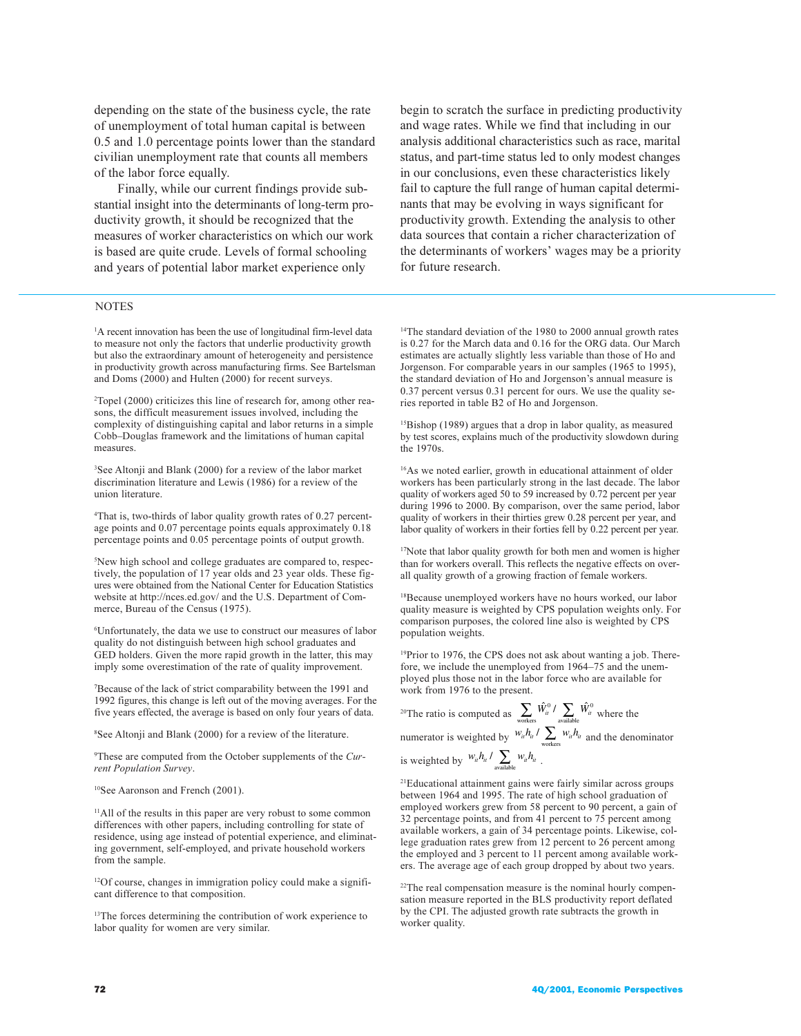depending on the state of the business cycle, the rate of unemployment of total human capital is between 0.5 and 1.0 percentage points lower than the standard civilian unemployment rate that counts all members of the labor force equally.

Finally, while our current findings provide substantial insight into the determinants of long-term productivity growth, it should be recognized that the measures of worker characteristics on which our work is based are quite crude. Levels of formal schooling and years of potential labor market experience only begin to scratch the surface in predicting productivity and wage rates. While we find that including in our analysis additional characteristics such as race, marital status, and part-time status led to only modest changes in our conclusions, even these characteristics likely fail to capture the full range of human capital determinants that may be evolving in ways significant for productivity growth. Extending the analysis to other data sources that contain a richer characterization of the determinants of workers' wages may be a priority for future research.

## NOTES

[1]A recent innovation has been the use of longitudinal firm-level data to measure not only the factors that underlie productivity growth but also the extraordinary amount of heterogeneity and persistence in productivity growth across manufacturing firms. See Bartelsman and Doms (2000) and Hulten (2000) for recent surveys.

[2]Topel (2000) criticizes this line of research for, among other reasons, the difficult measurement issues involved, including the complexity of distinguishing capital and labor returns in a simple Cobb–Douglas framework and the limitations of human capital measures.

[3]See Altonji and Blank (2000) for a review of the labor market discrimination literature and Lewis (1986) for a review of the union literature.

[4]That is, two-thirds of labor quality growth rates of 0.27 percentage points and 0.07 percentage points equals approximately 0.18 percentage points and 0.05 percentage points of output growth.

[5]New high school and college graduates are compared to, respectively, the population of 17 year olds and 23 year olds. These figures were obtained from the National Center for Education Statistics website at http://nces.ed.gov/ and the U.S. Department of Commerce, Bureau of the Census (1975).

[6]Unfortunately, the data we use to construct our measures of labor quality do not distinguish between high school graduates and GED holders. Given the more rapid growth in the latter, this may imply some overestimation of the rate of quality improvement.

[7]Because of the lack of strict comparability between the 1991 and 1992 figures, this change is left out of the moving averages. For the five years effected, the average is based on only four years of data.

[8]See Altonji and Blank (2000) for a review of the literature.

[9]These are computed from the October supplements of the *Current Population Survey*.

[10]See Aaronson and French (2001).

[11]All of the results in this paper are very robust to some common differences with other papers, including controlling for state of residence, using age instead of potential experience, and eliminating government, self-employed, and private household workers from the sample.

[12]Of course, changes in immigration policy could make a significant difference to that composition.

[13]The forces determining the contribution of work experience to labor quality for women are very similar.

[14]The standard deviation of the 1980 to 2000 annual growth rates is 0.27 for the March data and 0.16 for the ORG data. Our March estimates are actually slightly less variable than those of Ho and Jorgenson. For comparable years in our samples (1965 to 1995), the standard deviation of Ho and Jorgenson's annual measure is 0.37 percent versus 0.31 percent for ours. We use the quality series reported in table B2 of Ho and Jorgenson.

[15]Bishop (1989) argues that a drop in labor quality, as measured by test scores, explains much of the productivity slowdown during the 1970s.

[16]As we noted earlier, growth in educational attainment of older workers has been particularly strong in the last decade. The labor quality of workers aged 50 to 59 increased by 0.72 percent per year during 1996 to 2000. By comparison, over the same period, labor quality of workers in their thirties grew 0.28 percent per year, and labor quality of workers in their forties fell by 0.22 percent per year.

[17]Note that labor quality growth for both men and women is higher than for workers overall. This reflects the negative effects on overall quality growth of a growing fraction of female workers.

[18]Because unemployed workers have no hours worked, our labor quality measure is weighted by CPS population weights only. For comparison purposes, the colored line also is weighted by CPS population weights.

[19]Prior to 1976, the CPS does not ask about wanting a job. Therefore, we include the unemployed from 1964–75 and the unemployed plus those not in the labor force who are available for work from 1976 to the present.

[20]The ratio is computed as $\sum_{\text{workers}} \hat{W}_{it}^{0} / \sum_{\text{available}} \hat{W}_{it}^{0}$ where the numerator is weighted by $w_{it}h_{it} / \sum_{\text{workers}} w_{it}h_{it}$ and the denominator is weighted by $w_{it}h_{it} / \sum_{\text{available}} w_{it}h_{it}$.

[21]Educational attainment gains were fairly similar across groups between 1964 and 1995. The rate of high school graduation of employed workers grew from 58 percent to 90 percent, a gain of 32 percentage points, and from 41 percent to 75 percent among available workers, a gain of 34 percentage points. Likewise, college graduation rates grew from 12 percent to 26 percent among the employed and 3 percent to 11 percent among available workers. The average age of each group dropped by about two years.

[22]The real compensation measure is the nominal hourly compensation measure reported in the BLS productivity report deflated by the CPI. The adjusted growth rate subtracts the growth in worker quality.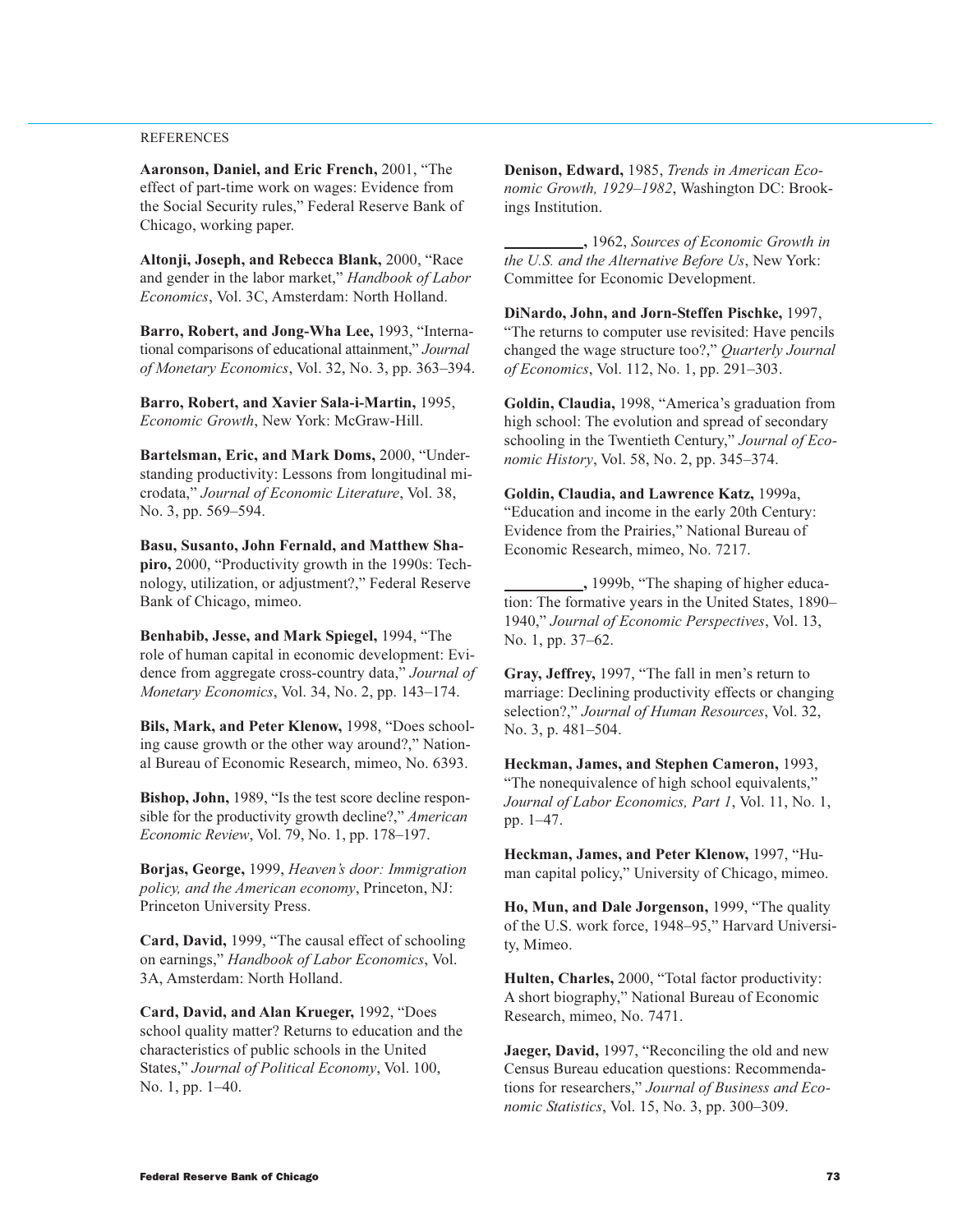REFERENCES

**Aaronson, Daniel, and Eric French,** 2001, "The effect of part-time work on wages: Evidence from the Social Security rules," Federal Reserve Bank of Chicago, working paper.

**Altonji, Joseph, and Rebecca Blank,** 2000, "Race and gender in the labor market," *Handbook of Labor Economics*, Vol. 3C, Amsterdam: North Holland.

**Barro, Robert, and Jong-Wha Lee,** 1993, "International comparisons of educational attainment," *Journal of Monetary Economics*, Vol. 32, No. 3, pp. 363–394.

**Barro, Robert, and Xavier Sala-i-Martin,** 1995, *Economic Growth*, New York: McGraw-Hill.

**Bartelsman, Eric, and Mark Doms,** 2000, "Understanding productivity: Lessons from longitudinal microdata," *Journal of Economic Literature*, Vol. 38, No. 3, pp. 569–594.

**Basu, Susanto, John Fernald, and Matthew Shapiro,** 2000, "Productivity growth in the 1990s: Technology, utilization, or adjustment?," Federal Reserve Bank of Chicago, mimeo.

**Benhabib, Jesse, and Mark Spiegel,** 1994, "The role of human capital in economic development: Evidence from aggregate cross-country data," *Journal of Monetary Economics*, Vol. 34, No. 2, pp. 143–174.

**Bils, Mark, and Peter Klenow,** 1998, "Does schooling cause growth or the other way around?," National Bureau of Economic Research, mimeo, No. 6393.

**Bishop, John,** 1989, "Is the test score decline responsible for the productivity growth decline?," *American Economic Review*, Vol. 79, No. 1, pp. 178–197.

**Borjas, George,** 1999, *Heaven's door: Immigration policy, and the American economy*, Princeton, NJ: Princeton University Press.

**Card, David,** 1999, "The causal effect of schooling on earnings," *Handbook of Labor Economics*, Vol. 3A, Amsterdam: North Holland.

**Card, David, and Alan Krueger,** 1992, "Does school quality matter? Returns to education and the characteristics of public schools in the United States," *Journal of Political Economy*, Vol. 100, No. 1, pp. 1–40.

**Denison, Edward,** 1985, *Trends in American Economic Growth, 1929–1982*, Washington DC: Brookings Institution.

**\_\_\_\_\_\_\_\_\_\_,** 1962, *Sources of Economic Growth in the U.S. and the Alternative Before Us*, New York: Committee for Economic Development.

**DiNardo, John, and Jorn-Steffen Pischke,** 1997, "The returns to computer use revisited: Have pencils changed the wage structure too?," *Quarterly Journal of Economics*, Vol. 112, No. 1, pp. 291–303.

**Goldin, Claudia,** 1998, "America's graduation from high school: The evolution and spread of secondary schooling in the Twentieth Century," *Journal of Economic History*, Vol. 58, No. 2, pp. 345–374.

**Goldin, Claudia, and Lawrence Katz,** 1999a, "Education and income in the early 20th Century: Evidence from the Prairies," National Bureau of Economic Research, mimeo, No. 7217.

**\_\_\_\_\_\_\_\_\_\_,** 1999b, "The shaping of higher education: The formative years in the United States, 1890–1940," *Journal of Economic Perspectives*, Vol. 13, No. 1, pp. 37–62.

**Gray, Jeffrey,** 1997, "The fall in men's return to marriage: Declining productivity effects or changing selection?," *Journal of Human Resources*, Vol. 32, No. 3, p. 481–504.

**Heckman, James, and Stephen Cameron,** 1993, "The nonequivalence of high school equivalents," *Journal of Labor Economics, Part 1*, Vol. 11, No. 1, pp. 1–47.

**Heckman, James, and Peter Klenow,** 1997, "Human capital policy," University of Chicago, mimeo.

**Ho, Mun, and Dale Jorgenson,** 1999, "The quality of the U.S. work force, 1948–95," Harvard University, Mimeo.

**Hulten, Charles,** 2000, "Total factor productivity: A short biography," National Bureau of Economic Research, mimeo, No. 7471.

**Jaeger, David,** 1997, "Reconciling the old and new Census Bureau education questions: Recommendations for researchers," *Journal of Business and Economic Statistics*, Vol. 15, No. 3, pp. 300–309.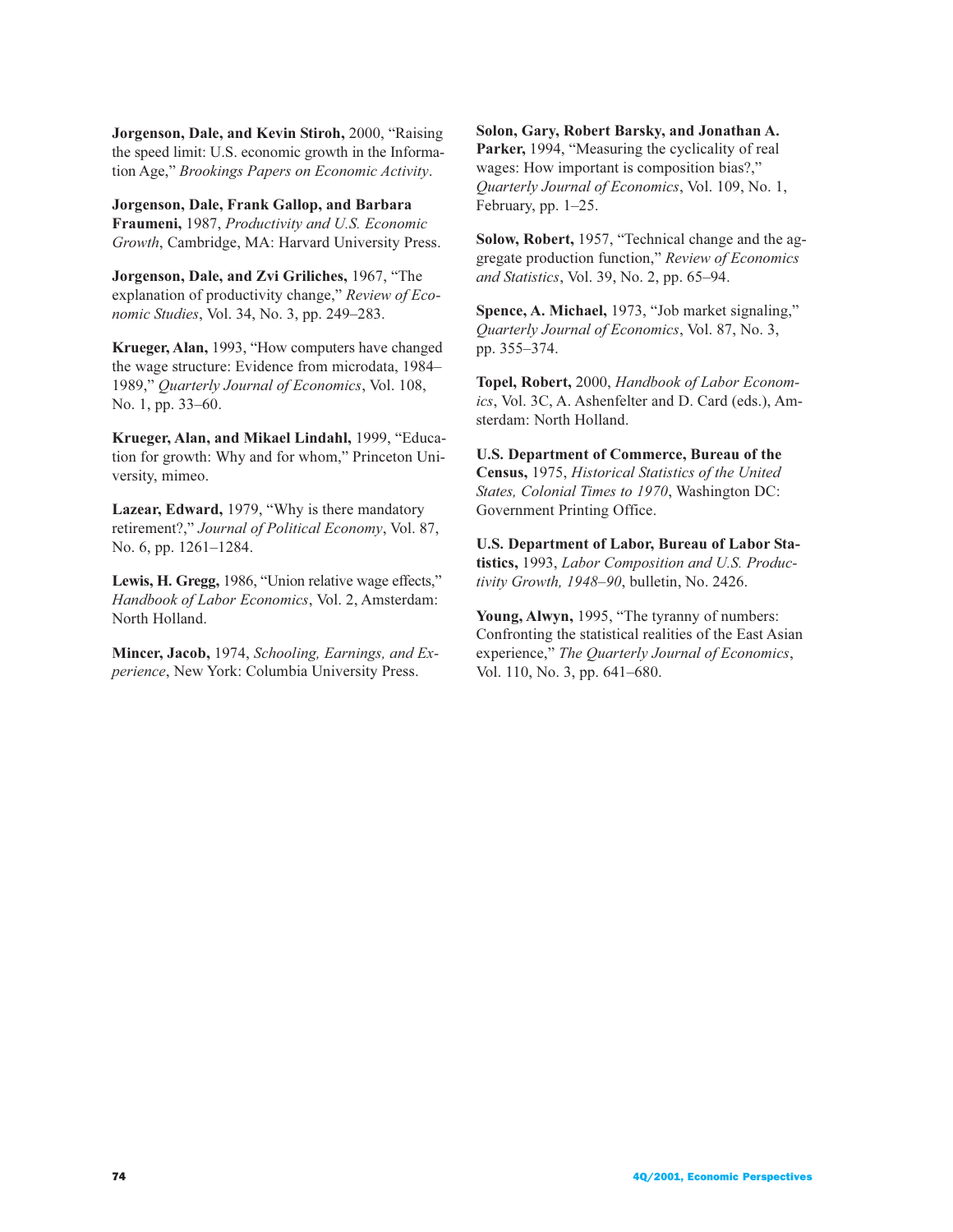**Jorgenson, Dale, and Kevin Stiroh,** 2000, "Raising the speed limit: U.S. economic growth in the Information Age," *Brookings Papers on Economic Activity*.

**Jorgenson, Dale, Frank Gallop, and Barbara Fraumeni,** 1987, *Productivity and U.S. Economic Growth*, Cambridge, MA: Harvard University Press.

**Jorgenson, Dale, and Zvi Griliches,** 1967, "The explanation of productivity change," *Review of Economic Studies*, Vol. 34, No. 3, pp. 249–283.

**Krueger, Alan,** 1993, "How computers have changed the wage structure: Evidence from microdata, 1984–1989," *Quarterly Journal of Economics*, Vol. 108, No. 1, pp. 33–60.

**Krueger, Alan, and Mikael Lindahl,** 1999, "Education for growth: Why and for whom," Princeton University, mimeo.

**Lazear, Edward,** 1979, "Why is there mandatory retirement?," *Journal of Political Economy*, Vol. 87, No. 6, pp. 1261–1284.

**Lewis, H. Gregg,** 1986, "Union relative wage effects," *Handbook of Labor Economics*, Vol. 2, Amsterdam: North Holland.

**Mincer, Jacob,** 1974, *Schooling, Earnings, and Experience*, New York: Columbia University Press.

**Solon, Gary, Robert Barsky, and Jonathan A. Parker,** 1994, "Measuring the cyclicality of real wages: How important is composition bias?," *Quarterly Journal of Economics*, Vol. 109, No. 1, February, pp. 1–25.

**Solow, Robert,** 1957, "Technical change and the aggregate production function," *Review of Economics and Statistics*, Vol. 39, No. 2, pp. 65–94.

**Spence, A. Michael,** 1973, "Job market signaling," *Quarterly Journal of Economics*, Vol. 87, No. 3, pp. 355–374.

**Topel, Robert,** 2000, *Handbook of Labor Economics*, Vol. 3C, A. Ashenfelter and D. Card (eds.), Amsterdam: North Holland.

**U.S. Department of Commerce, Bureau of the Census,** 1975, *Historical Statistics of the United States, Colonial Times to 1970*, Washington DC: Government Printing Office.

**U.S. Department of Labor, Bureau of Labor Statistics,** 1993, *Labor Composition and U.S. Productivity Growth, 1948–90*, bulletin, No. 2426.

**Young, Alwyn,** 1995, "The tyranny of numbers: Confronting the statistical realities of the East Asian experience," *The Quarterly Journal of Economics*, Vol. 110, No. 3, pp. 641–680.